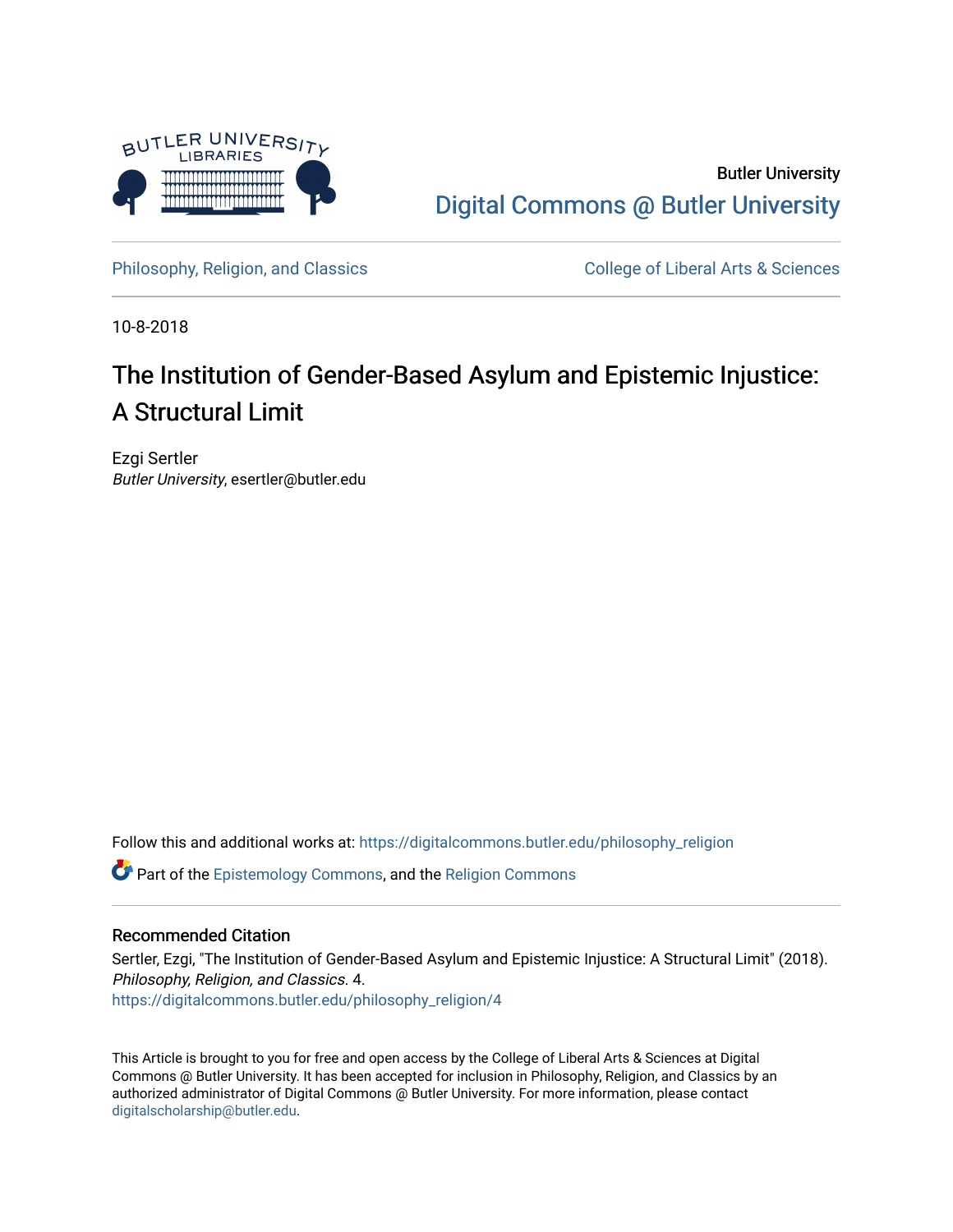Butler University

Digital Commons @ Butler University

Philosophy, Religion, and Classics

College of Liberal Arts & Sciences

10-8-2018

# The Institution of Gender-Based Asylum and Epistemic Injustice: A Structural Limit

Ezgi Sertler

*Butler University*, esertler@butler.edu

Follow this and additional works at: https://digitalcommons.butler.edu/philosophy_religion

Part of the Epistemology Commons, and the Religion Commons

### Recommended Citation

Sertler, Ezgi, "The Institution of Gender-Based Asylum and Epistemic Injustice: A Structural Limit" (2018). *Philosophy, Religion, and Classics*. 4.
https://digitalcommons.butler.edu/philosophy_religion/4

This Article is brought to you for free and open access by the College of Liberal Arts & Sciences at Digital Commons @ Butler University. It has been accepted for inclusion in Philosophy, Religion, and Classics by an authorized administrator of Digital Commons @ Butler University. For more information, please contact digitalscholarship@butler.edu.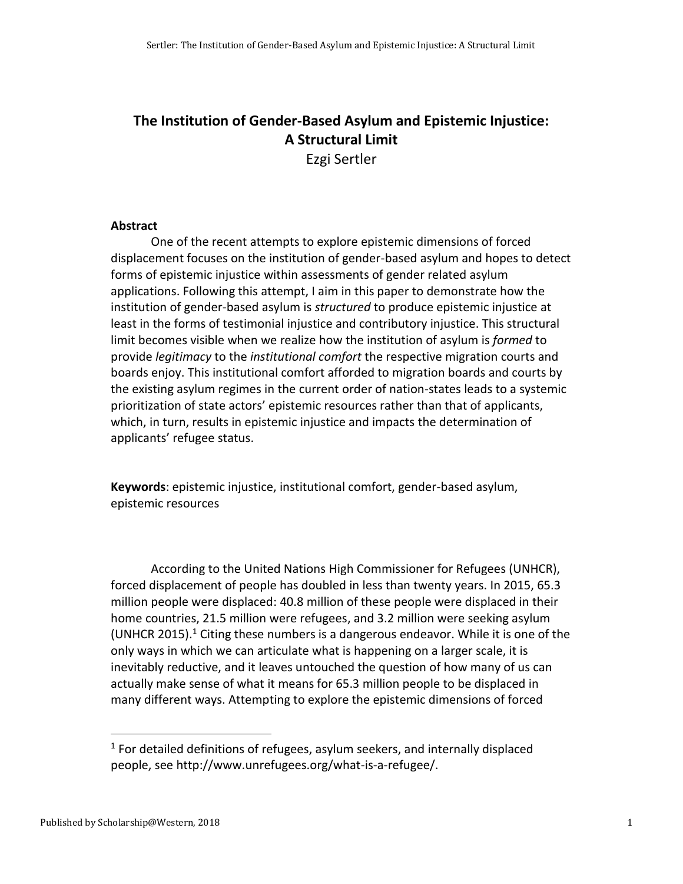# The Institution of Gender-Based Asylum and Epistemic Injustice: A Structural Limit

Ezgi Sertler

**Abstract**

One of the recent attempts to explore epistemic dimensions of forced displacement focuses on the institution of gender-based asylum and hopes to detect forms of epistemic injustice within assessments of gender related asylum applications. Following this attempt, I aim in this paper to demonstrate how the institution of gender-based asylum is *structured* to produce epistemic injustice at least in the forms of testimonial injustice and contributory injustice. This structural limit becomes visible when we realize how the institution of asylum is *formed* to provide *legitimacy* to the *institutional comfort* the respective migration courts and boards enjoy. This institutional comfort afforded to migration boards and courts by the existing asylum regimes in the current order of nation-states leads to a systemic prioritization of state actors' epistemic resources rather than that of applicants, which, in turn, results in epistemic injustice and impacts the determination of applicants' refugee status.

**Keywords**: epistemic injustice, institutional comfort, gender-based asylum, epistemic resources

According to the United Nations High Commissioner for Refugees (UNHCR), forced displacement of people has doubled in less than twenty years. In 2015, 65.3 million people were displaced: 40.8 million of these people were displaced in their home countries, 21.5 million were refugees, and 3.2 million were seeking asylum (UNHCR 2015).[1] Citing these numbers is a dangerous endeavor. While it is one of the only ways in which we can articulate what is happening on a larger scale, it is inevitably reductive, and it leaves untouched the question of how many of us can actually make sense of what it means for 65.3 million people to be displaced in many different ways. Attempting to explore the epistemic dimensions of forced

[1] For detailed definitions of refugees, asylum seekers, and internally displaced people, see http://www.unrefugees.org/what-is-a-refugee/.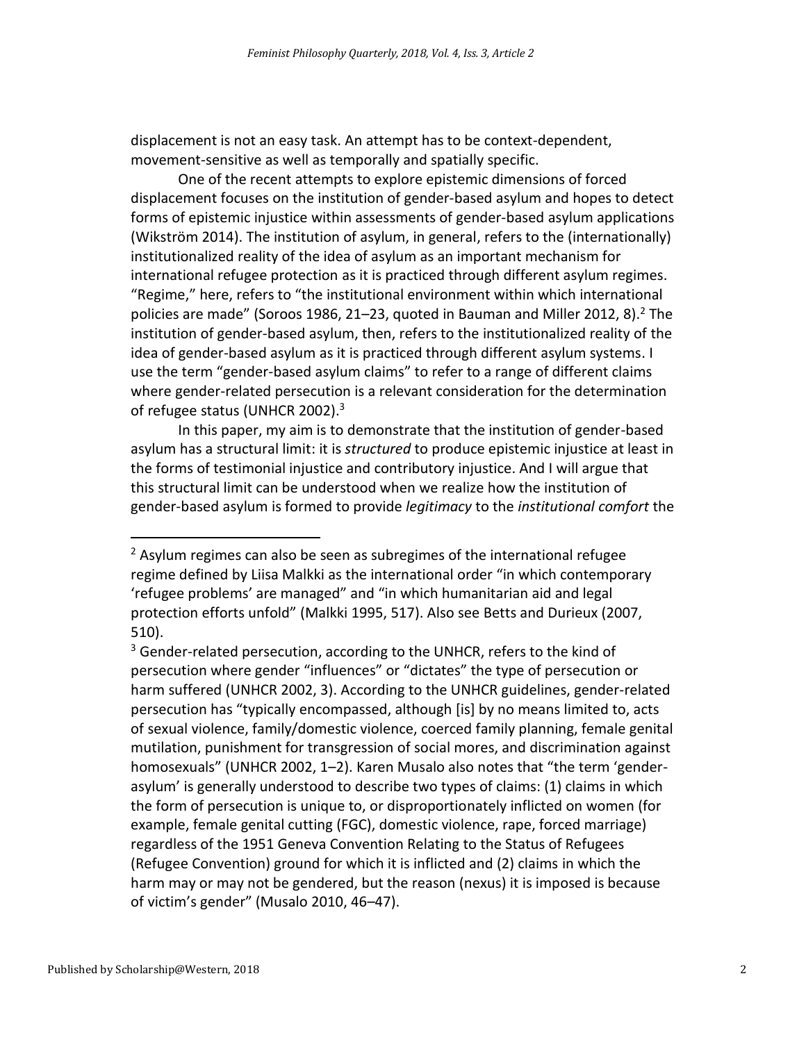displacement is not an easy task. An attempt has to be context-dependent, movement-sensitive as well as temporally and spatially specific.

One of the recent attempts to explore epistemic dimensions of forced displacement focuses on the institution of gender-based asylum and hopes to detect forms of epistemic injustice within assessments of gender-based asylum applications (Wikström 2014). The institution of asylum, in general, refers to the (internationally) institutionalized reality of the idea of asylum as an important mechanism for international refugee protection as it is practiced through different asylum regimes. "Regime," here, refers to "the institutional environment within which international policies are made" (Soroos 1986, 21–23, quoted in Bauman and Miller 2012, 8).[2] The institution of gender-based asylum, then, refers to the institutionalized reality of the idea of gender-based asylum as it is practiced through different asylum systems. I use the term "gender-based asylum claims" to refer to a range of different claims where gender-related persecution is a relevant consideration for the determination of refugee status (UNHCR 2002).[3]

In this paper, my aim is to demonstrate that the institution of gender-based asylum has a structural limit: it is *structured* to produce epistemic injustice at least in the forms of testimonial injustice and contributory injustice. And I will argue that this structural limit can be understood when we realize how the institution of gender-based asylum is formed to provide *legitimacy* to the *institutional comfort* the

[2] Asylum regimes can also be seen as subregimes of the international refugee regime defined by Liisa Malkki as the international order "in which contemporary 'refugee problems' are managed" and "in which humanitarian aid and legal protection efforts unfold" (Malkki 1995, 517). Also see Betts and Durieux (2007, 510).

[3] Gender-related persecution, according to the UNHCR, refers to the kind of persecution where gender "influences" or "dictates" the type of persecution or harm suffered (UNHCR 2002, 3). According to the UNHCR guidelines, gender-related persecution has "typically encompassed, although [is] by no means limited to, acts of sexual violence, family/domestic violence, coerced family planning, female genital mutilation, punishment for transgression of social mores, and discrimination against homosexuals" (UNHCR 2002, 1–2). Karen Musalo also notes that "the term 'gender-asylum' is generally understood to describe two types of claims: (1) claims in which the form of persecution is unique to, or disproportionately inflicted on women (for example, female genital cutting (FGC), domestic violence, rape, forced marriage) regardless of the 1951 Geneva Convention Relating to the Status of Refugees (Refugee Convention) ground for which it is inflicted and (2) claims in which the harm may or may not be gendered, but the reason (nexus) it is imposed is because of victim's gender" (Musalo 2010, 46–47).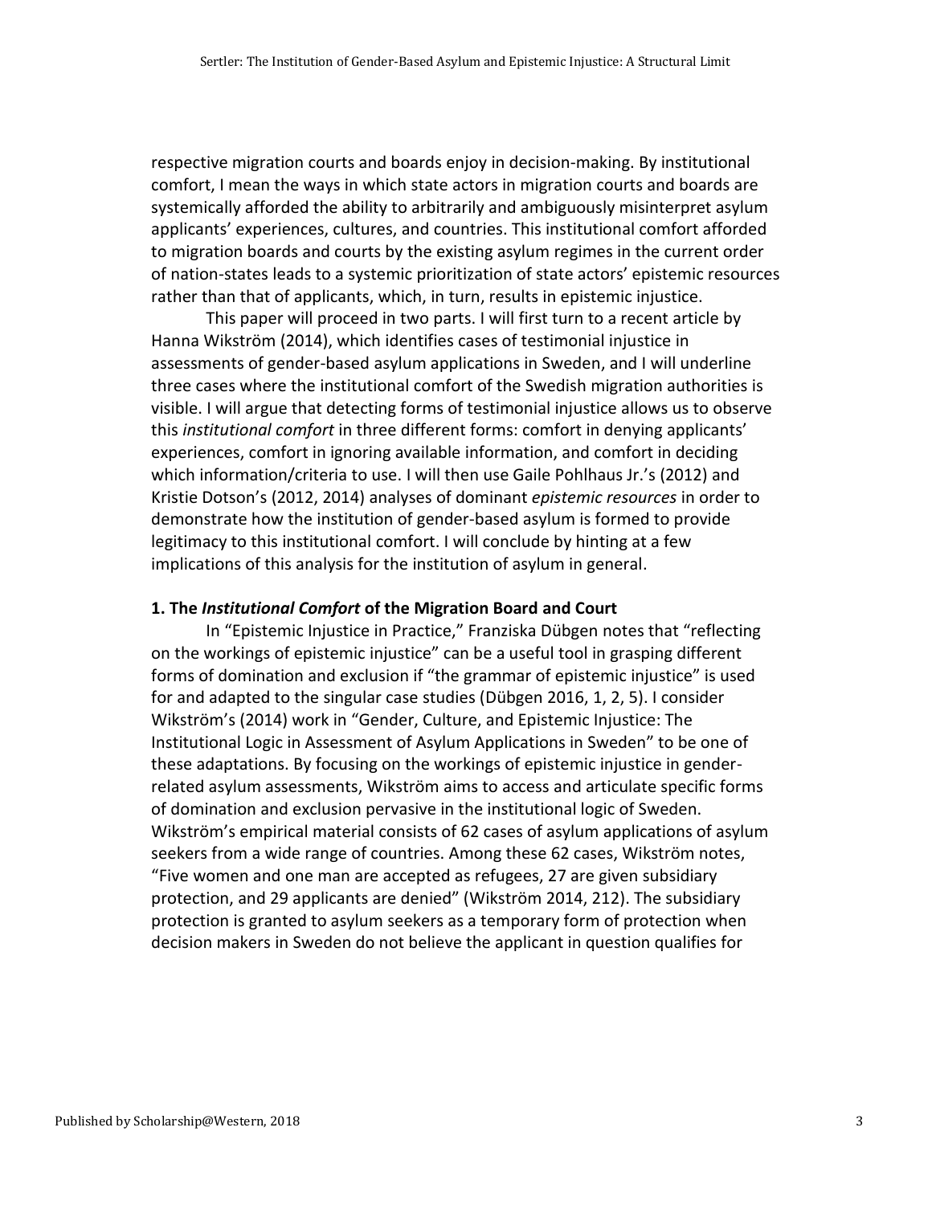respective migration courts and boards enjoy in decision-making. By institutional comfort, I mean the ways in which state actors in migration courts and boards are systemically afforded the ability to arbitrarily and ambiguously misinterpret asylum applicants' experiences, cultures, and countries. This institutional comfort afforded to migration boards and courts by the existing asylum regimes in the current order of nation-states leads to a systemic prioritization of state actors' epistemic resources rather than that of applicants, which, in turn, results in epistemic injustice.

This paper will proceed in two parts. I will first turn to a recent article by Hanna Wikström (2014), which identifies cases of testimonial injustice in assessments of gender-based asylum applications in Sweden, and I will underline three cases where the institutional comfort of the Swedish migration authorities is visible. I will argue that detecting forms of testimonial injustice allows us to observe this *institutional comfort* in three different forms: comfort in denying applicants' experiences, comfort in ignoring available information, and comfort in deciding which information/criteria to use. I will then use Gaile Pohlhaus Jr.'s (2012) and Kristie Dotson's (2012, 2014) analyses of dominant *epistemic resources* in order to demonstrate how the institution of gender-based asylum is formed to provide legitimacy to this institutional comfort. I will conclude by hinting at a few implications of this analysis for the institution of asylum in general.

## 1. The *Institutional Comfort* of the Migration Board and Court

In "Epistemic Injustice in Practice," Franziska Dübgen notes that "reflecting on the workings of epistemic injustice" can be a useful tool in grasping different forms of domination and exclusion if "the grammar of epistemic injustice" is used for and adapted to the singular case studies (Dübgen 2016, 1, 2, 5). I consider Wikström's (2014) work in "Gender, Culture, and Epistemic Injustice: The Institutional Logic in Assessment of Asylum Applications in Sweden" to be one of these adaptations. By focusing on the workings of epistemic injustice in gender-related asylum assessments, Wikström aims to access and articulate specific forms of domination and exclusion pervasive in the institutional logic of Sweden. Wikström's empirical material consists of 62 cases of asylum applications of asylum seekers from a wide range of countries. Among these 62 cases, Wikström notes, "Five women and one man are accepted as refugees, 27 are given subsidiary protection, and 29 applicants are denied" (Wikström 2014, 212). The subsidiary protection is granted to asylum seekers as a temporary form of protection when decision makers in Sweden do not believe the applicant in question qualifies for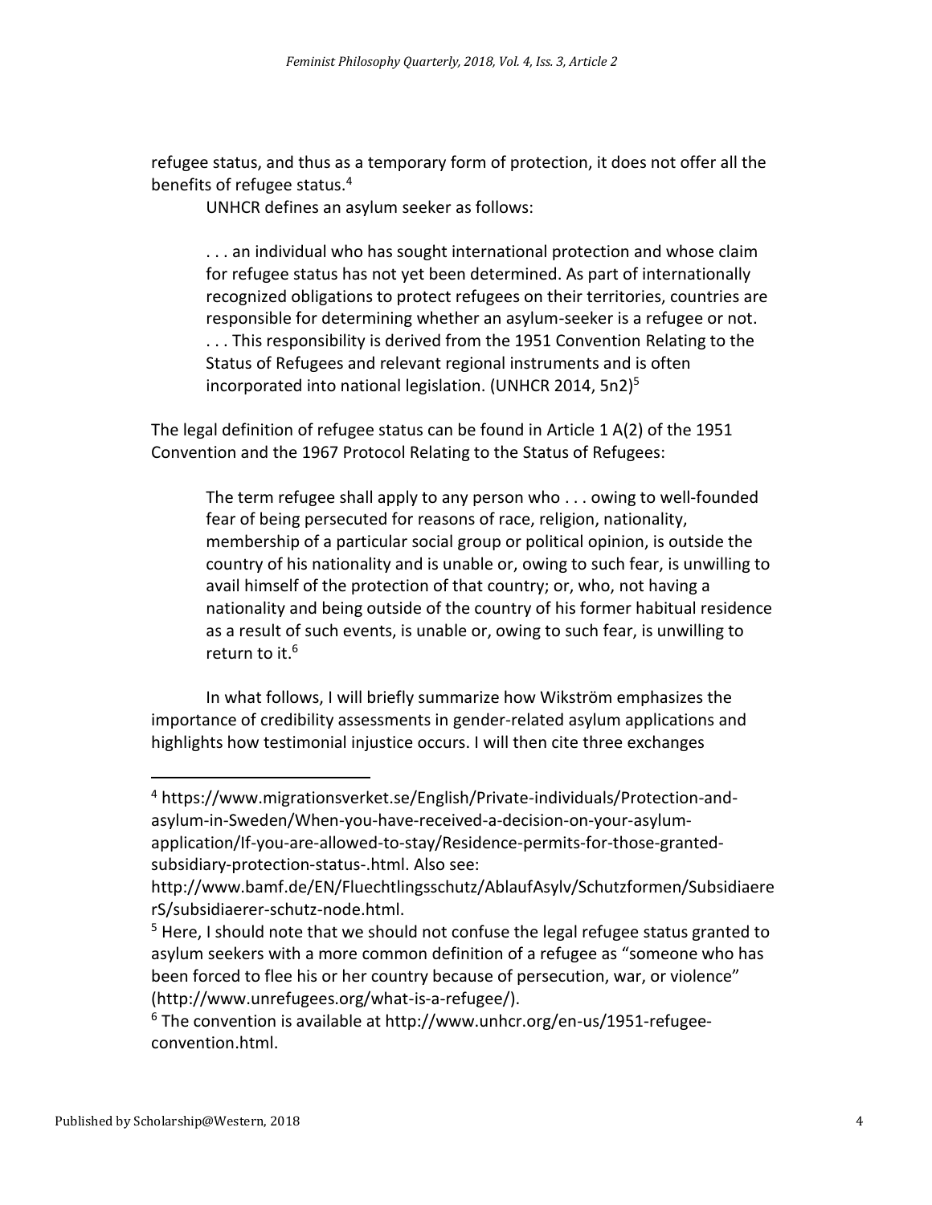refugee status, and thus as a temporary form of protection, it does not offer all the benefits of refugee status.[4]

UNHCR defines an asylum seeker as follows:

> . . . an individual who has sought international protection and whose claim for refugee status has not yet been determined. As part of internationally recognized obligations to protect refugees on their territories, countries are responsible for determining whether an asylum-seeker is a refugee or not. . . . This responsibility is derived from the 1951 Convention Relating to the Status of Refugees and relevant regional instruments and is often incorporated into national legislation. (UNHCR 2014, 5n2)[5]

The legal definition of refugee status can be found in Article 1 A(2) of the 1951 Convention and the 1967 Protocol Relating to the Status of Refugees:

> The term refugee shall apply to any person who . . . owing to well-founded fear of being persecuted for reasons of race, religion, nationality, membership of a particular social group or political opinion, is outside the country of his nationality and is unable or, owing to such fear, is unwilling to avail himself of the protection of that country; or, who, not having a nationality and being outside of the country of his former habitual residence as a result of such events, is unable or, owing to such fear, is unwilling to return to it.[6]

In what follows, I will briefly summarize how Wikström emphasizes the importance of credibility assessments in gender-related asylum applications and highlights how testimonial injustice occurs. I will then cite three exchanges

---

[4] https://www.migrationsverket.se/English/Private-individuals/Protection-and-asylum-in-Sweden/When-you-have-received-a-decision-on-your-asylum-application/If-you-are-allowed-to-stay/Residence-permits-for-those-granted-subsidiary-protection-status-.html. Also see: http://www.bamf.de/EN/Fluechtlingsschutz/AblaufAsylv/Schutzformen/SubsidiaererS/subsidiaerer-schutz-node.html.

[5] Here, I should note that we should not confuse the legal refugee status granted to asylum seekers with a more common definition of a refugee as "someone who has been forced to flee his or her country because of persecution, war, or violence" (http://www.unrefugees.org/what-is-a-refugee/).

[6] The convention is available at http://www.unhcr.org/en-us/1951-refugee-convention.html.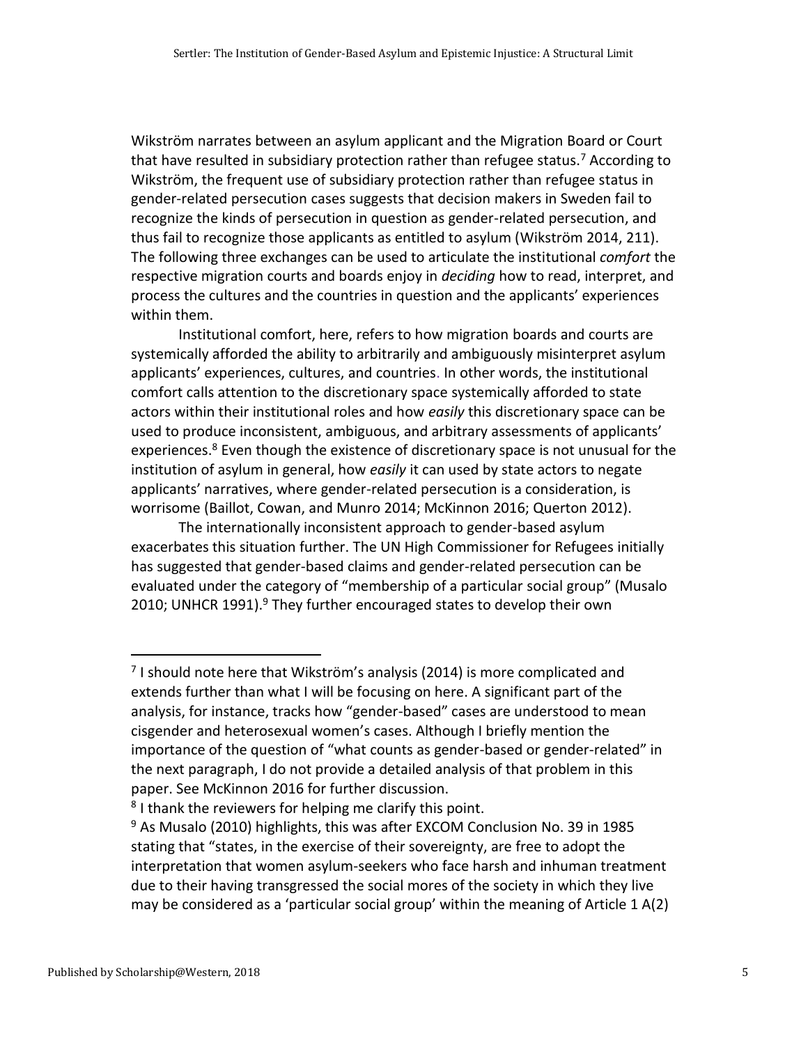Wikström narrates between an asylum applicant and the Migration Board or Court that have resulted in subsidiary protection rather than refugee status.[7] According to Wikström, the frequent use of subsidiary protection rather than refugee status in gender-related persecution cases suggests that decision makers in Sweden fail to recognize the kinds of persecution in question as gender-related persecution, and thus fail to recognize those applicants as entitled to asylum (Wikström 2014, 211). The following three exchanges can be used to articulate the institutional *comfort* the respective migration courts and boards enjoy in *deciding* how to read, interpret, and process the cultures and the countries in question and the applicants' experiences within them.

Institutional comfort, here, refers to how migration boards and courts are systemically afforded the ability to arbitrarily and ambiguously misinterpret asylum applicants' experiences, cultures, and countries. In other words, the institutional comfort calls attention to the discretionary space systemically afforded to state actors within their institutional roles and how *easily* this discretionary space can be used to produce inconsistent, ambiguous, and arbitrary assessments of applicants' experiences.[8] Even though the existence of discretionary space is not unusual for the institution of asylum in general, how *easily* it can used by state actors to negate applicants' narratives, where gender-related persecution is a consideration, is worrisome (Baillot, Cowan, and Munro 2014; McKinnon 2016; Querton 2012).

The internationally inconsistent approach to gender-based asylum exacerbates this situation further. The UN High Commissioner for Refugees initially has suggested that gender-based claims and gender-related persecution can be evaluated under the category of "membership of a particular social group" (Musalo 2010; UNHCR 1991).[9] They further encouraged states to develop their own

---

[7] I should note here that Wikström's analysis (2014) is more complicated and extends further than what I will be focusing on here. A significant part of the analysis, for instance, tracks how "gender-based" cases are understood to mean cisgender and heterosexual women's cases. Although I briefly mention the importance of the question of "what counts as gender-based or gender-related" in the next paragraph, I do not provide a detailed analysis of that problem in this paper. See McKinnon 2016 for further discussion.

[8] I thank the reviewers for helping me clarify this point.

[9] As Musalo (2010) highlights, this was after EXCOM Conclusion No. 39 in 1985 stating that "states, in the exercise of their sovereignty, are free to adopt the interpretation that women asylum-seekers who face harsh and inhuman treatment due to their having transgressed the social mores of the society in which they live may be considered as a 'particular social group' within the meaning of Article 1 A(2)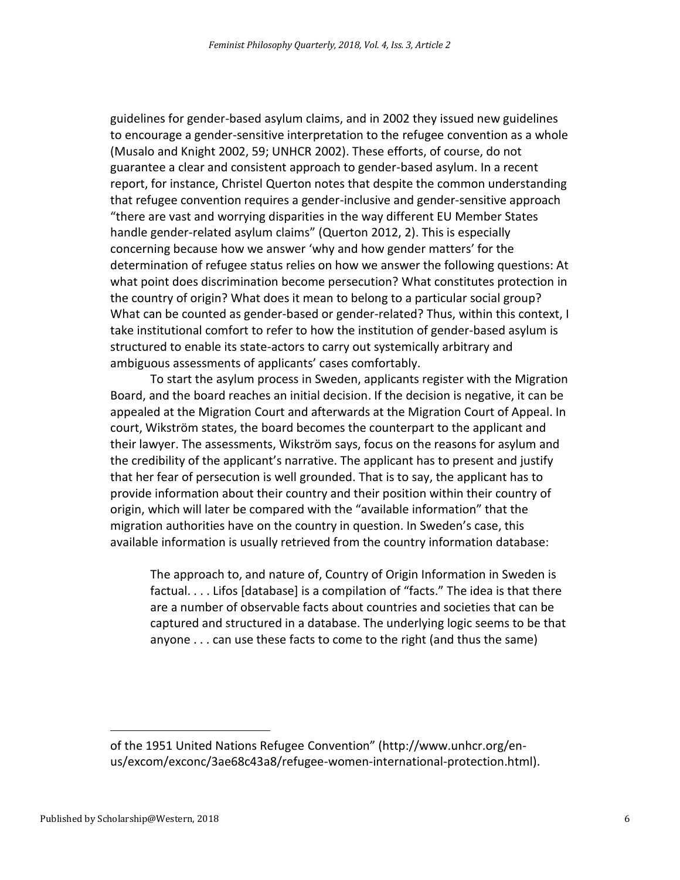guidelines for gender-based asylum claims, and in 2002 they issued new guidelines to encourage a gender-sensitive interpretation to the refugee convention as a whole (Musalo and Knight 2002, 59; UNHCR 2002). These efforts, of course, do not guarantee a clear and consistent approach to gender-based asylum. In a recent report, for instance, Christel Querton notes that despite the common understanding that refugee convention requires a gender-inclusive and gender-sensitive approach "there are vast and worrying disparities in the way different EU Member States handle gender-related asylum claims" (Querton 2012, 2). This is especially concerning because how we answer 'why and how gender matters' for the determination of refugee status relies on how we answer the following questions: At what point does discrimination become persecution? What constitutes protection in the country of origin? What does it mean to belong to a particular social group? What can be counted as gender-based or gender-related? Thus, within this context, I take institutional comfort to refer to how the institution of gender-based asylum is structured to enable its state-actors to carry out systemically arbitrary and ambiguous assessments of applicants' cases comfortably.

To start the asylum process in Sweden, applicants register with the Migration Board, and the board reaches an initial decision. If the decision is negative, it can be appealed at the Migration Court and afterwards at the Migration Court of Appeal. In court, Wikström states, the board becomes the counterpart to the applicant and their lawyer. The assessments, Wikström says, focus on the reasons for asylum and the credibility of the applicant's narrative. The applicant has to present and justify that her fear of persecution is well grounded. That is to say, the applicant has to provide information about their country and their position within their country of origin, which will later be compared with the "available information" that the migration authorities have on the country in question. In Sweden's case, this available information is usually retrieved from the country information database:

> The approach to, and nature of, Country of Origin Information in Sweden is factual. . . . Lifos [database] is a compilation of "facts." The idea is that there are a number of observable facts about countries and societies that can be captured and structured in a database. The underlying logic seems to be that anyone . . . can use these facts to come to the right (and thus the same)

---

of the 1951 United Nations Refugee Convention" (http://www.unhcr.org/en-us/excom/exconc/3ae68c43a8/refugee-women-international-protection.html).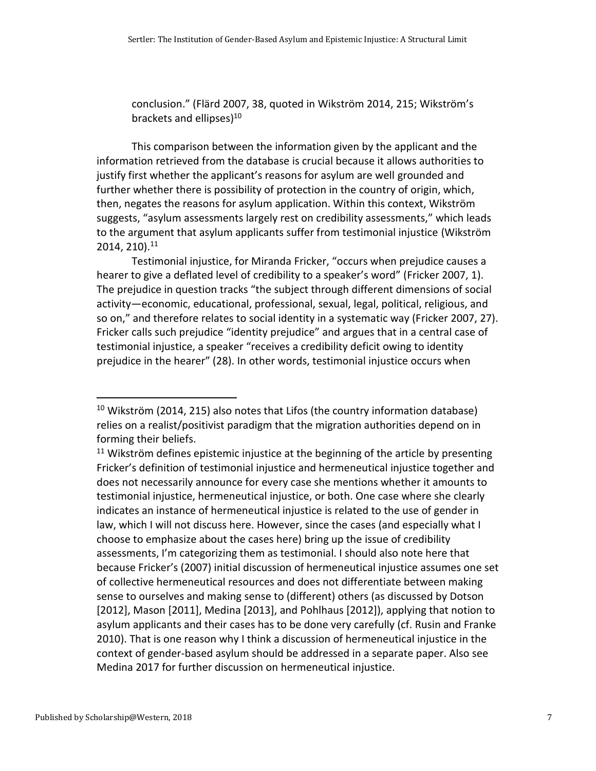conclusion." (Flärd 2007, 38, quoted in Wikström 2014, 215; Wikström's brackets and ellipses)[10]

This comparison between the information given by the applicant and the information retrieved from the database is crucial because it allows authorities to justify first whether the applicant's reasons for asylum are well grounded and further whether there is possibility of protection in the country of origin, which, then, negates the reasons for asylum application. Within this context, Wikström suggests, "asylum assessments largely rest on credibility assessments," which leads to the argument that asylum applicants suffer from testimonial injustice (Wikström 2014, 210).[11]

Testimonial injustice, for Miranda Fricker, "occurs when prejudice causes a hearer to give a deflated level of credibility to a speaker's word" (Fricker 2007, 1). The prejudice in question tracks "the subject through different dimensions of social activity—economic, educational, professional, sexual, legal, political, religious, and so on," and therefore relates to social identity in a systematic way (Fricker 2007, 27). Fricker calls such prejudice "identity prejudice" and argues that in a central case of testimonial injustice, a speaker "receives a credibility deficit owing to identity prejudice in the hearer" (28). In other words, testimonial injustice occurs when

---

[10] Wikström (2014, 215) also notes that Lifos (the country information database) relies on a realist/positivist paradigm that the migration authorities depend on in forming their beliefs.

[11] Wikström defines epistemic injustice at the beginning of the article by presenting Fricker's definition of testimonial injustice and hermeneutical injustice together and does not necessarily announce for every case she mentions whether it amounts to testimonial injustice, hermeneutical injustice, or both. One case where she clearly indicates an instance of hermeneutical injustice is related to the use of gender in law, which I will not discuss here. However, since the cases (and especially what I choose to emphasize about the cases here) bring up the issue of credibility assessments, I'm categorizing them as testimonial. I should also note here that because Fricker's (2007) initial discussion of hermeneutical injustice assumes one set of collective hermeneutical resources and does not differentiate between making sense to ourselves and making sense to (different) others (as discussed by Dotson [2012], Mason [2011], Medina [2013], and Pohlhaus [2012]), applying that notion to asylum applicants and their cases has to be done very carefully (cf. Rusin and Franke 2010). That is one reason why I think a discussion of hermeneutical injustice in the context of gender-based asylum should be addressed in a separate paper. Also see Medina 2017 for further discussion on hermeneutical injustice.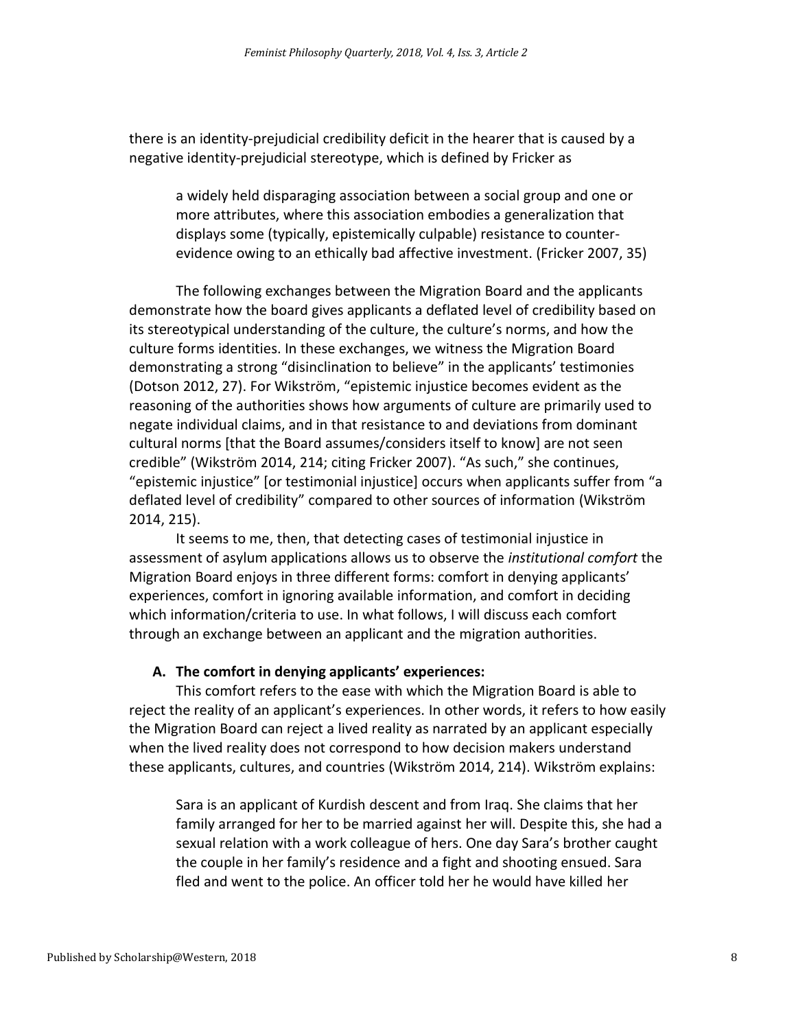there is an identity-prejudicial credibility deficit in the hearer that is caused by a negative identity-prejudicial stereotype, which is defined by Fricker as

> a widely held disparaging association between a social group and one or more attributes, where this association embodies a generalization that displays some (typically, epistemically culpable) resistance to counter-evidence owing to an ethically bad affective investment. (Fricker 2007, 35)

The following exchanges between the Migration Board and the applicants demonstrate how the board gives applicants a deflated level of credibility based on its stereotypical understanding of the culture, the culture's norms, and how the culture forms identities. In these exchanges, we witness the Migration Board demonstrating a strong "disinclination to believe" in the applicants' testimonies (Dotson 2012, 27). For Wikström, "epistemic injustice becomes evident as the reasoning of the authorities shows how arguments of culture are primarily used to negate individual claims, and in that resistance to and deviations from dominant cultural norms [that the Board assumes/considers itself to know] are not seen credible" (Wikström 2014, 214; citing Fricker 2007). "As such," she continues, "epistemic injustice" [or testimonial injustice] occurs when applicants suffer from "a deflated level of credibility" compared to other sources of information (Wikström 2014, 215).

It seems to me, then, that detecting cases of testimonial injustice in assessment of asylum applications allows us to observe the *institutional comfort* the Migration Board enjoys in three different forms: comfort in denying applicants' experiences, comfort in ignoring available information, and comfort in deciding which information/criteria to use. In what follows, I will discuss each comfort through an exchange between an applicant and the migration authorities.

**A. The comfort in denying applicants' experiences:**

This comfort refers to the ease with which the Migration Board is able to reject the reality of an applicant's experiences. In other words, it refers to how easily the Migration Board can reject a lived reality as narrated by an applicant especially when the lived reality does not correspond to how decision makers understand these applicants, cultures, and countries (Wikström 2014, 214). Wikström explains:

> Sara is an applicant of Kurdish descent and from Iraq. She claims that her family arranged for her to be married against her will. Despite this, she had a sexual relation with a work colleague of hers. One day Sara's brother caught the couple in her family's residence and a fight and shooting ensued. Sara fled and went to the police. An officer told her he would have killed her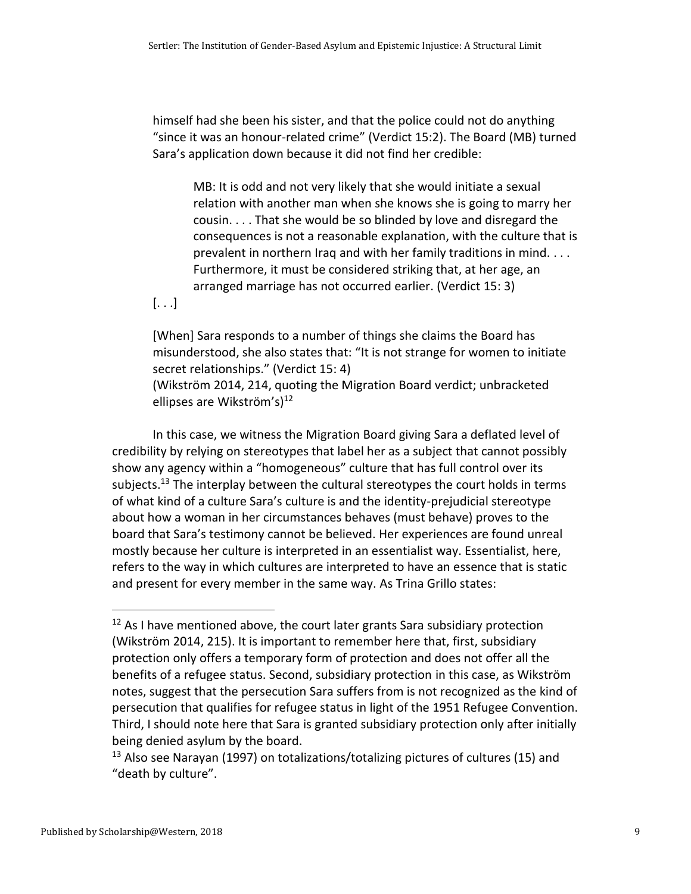himself had she been his sister, and that the police could not do anything "since it was an honour-related crime" (Verdict 15:2). The Board (MB) turned Sara's application down because it did not find her credible:

> MB: It is odd and not very likely that she would initiate a sexual relation with another man when she knows she is going to marry her cousin. . . . That she would be so blinded by love and disregard the consequences is not a reasonable explanation, with the culture that is prevalent in northern Iraq and with her family traditions in mind. . . . Furthermore, it must be considered striking that, at her age, an arranged marriage has not occurred earlier. (Verdict 15: 3)

[. . .]

[When] Sara responds to a number of things she claims the Board has misunderstood, she also states that: "It is not strange for women to initiate secret relationships." (Verdict 15: 4)
(Wikström 2014, 214, quoting the Migration Board verdict; unbracketed ellipses are Wikström's)[12]

In this case, we witness the Migration Board giving Sara a deflated level of credibility by relying on stereotypes that label her as a subject that cannot possibly show any agency within a "homogeneous" culture that has full control over its subjects.[13] The interplay between the cultural stereotypes the court holds in terms of what kind of a culture Sara's culture is and the identity-prejudicial stereotype about how a woman in her circumstances behaves (must behave) proves to the board that Sara's testimony cannot be believed. Her experiences are found unreal mostly because her culture is interpreted in an essentialist way. Essentialist, here, refers to the way in which cultures are interpreted to have an essence that is static and present for every member in the same way. As Trina Grillo states:

---

[12] As I have mentioned above, the court later grants Sara subsidiary protection (Wikström 2014, 215). It is important to remember here that, first, subsidiary protection only offers a temporary form of protection and does not offer all the benefits of a refugee status. Second, subsidiary protection in this case, as Wikström notes, suggest that the persecution Sara suffers from is not recognized as the kind of persecution that qualifies for refugee status in light of the 1951 Refugee Convention. Third, I should note here that Sara is granted subsidiary protection only after initially being denied asylum by the board.

[13] Also see Narayan (1997) on totalizations/totalizing pictures of cultures (15) and "death by culture".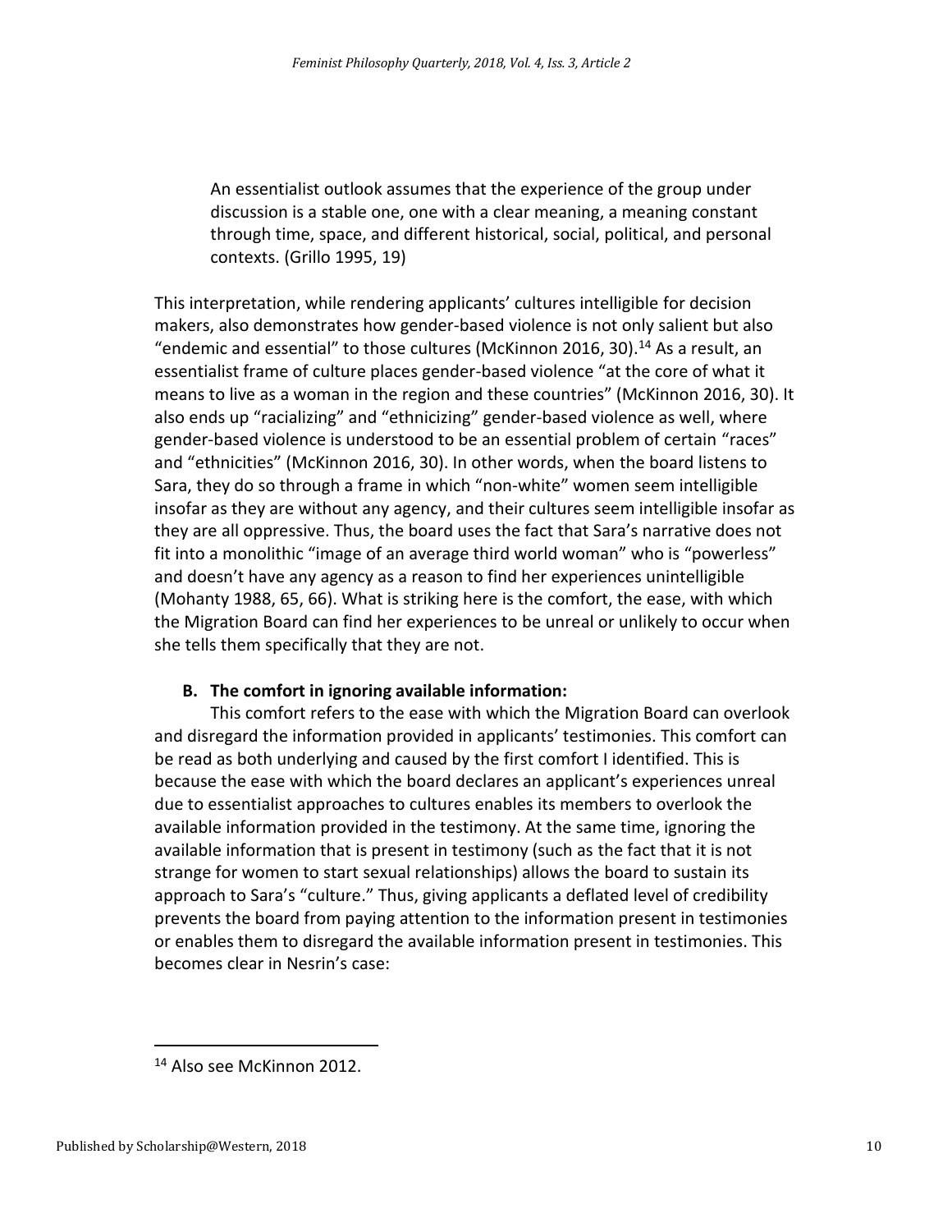> An essentialist outlook assumes that the experience of the group under discussion is a stable one, one with a clear meaning, a meaning constant through time, space, and different historical, social, political, and personal contexts. (Grillo 1995, 19)

This interpretation, while rendering applicants' cultures intelligible for decision makers, also demonstrates how gender-based violence is not only salient but also "endemic and essential" to those cultures (McKinnon 2016, 30).[14] As a result, an essentialist frame of culture places gender-based violence "at the core of what it means to live as a woman in the region and these countries" (McKinnon 2016, 30). It also ends up "racializing" and "ethnicizing" gender-based violence as well, where gender-based violence is understood to be an essential problem of certain "races" and "ethnicities" (McKinnon 2016, 30). In other words, when the board listens to Sara, they do so through a frame in which "non-white" women seem intelligible insofar as they are without any agency, and their cultures seem intelligible insofar as they are all oppressive. Thus, the board uses the fact that Sara's narrative does not fit into a monolithic "image of an average third world woman" who is "powerless" and doesn't have any agency as a reason to find her experiences unintelligible (Mohanty 1988, 65, 66). What is striking here is the comfort, the ease, with which the Migration Board can find her experiences to be unreal or unlikely to occur when she tells them specifically that they are not.

**B. The comfort in ignoring available information:**

This comfort refers to the ease with which the Migration Board can overlook and disregard the information provided in applicants' testimonies. This comfort can be read as both underlying and caused by the first comfort I identified. This is because the ease with which the board declares an applicant's experiences unreal due to essentialist approaches to cultures enables its members to overlook the available information provided in the testimony. At the same time, ignoring the available information that is present in testimony (such as the fact that it is not strange for women to start sexual relationships) allows the board to sustain its approach to Sara's "culture." Thus, giving applicants a deflated level of credibility prevents the board from paying attention to the information present in testimonies or enables them to disregard the available information present in testimonies. This becomes clear in Nesrin's case:

---

[14] Also see McKinnon 2012.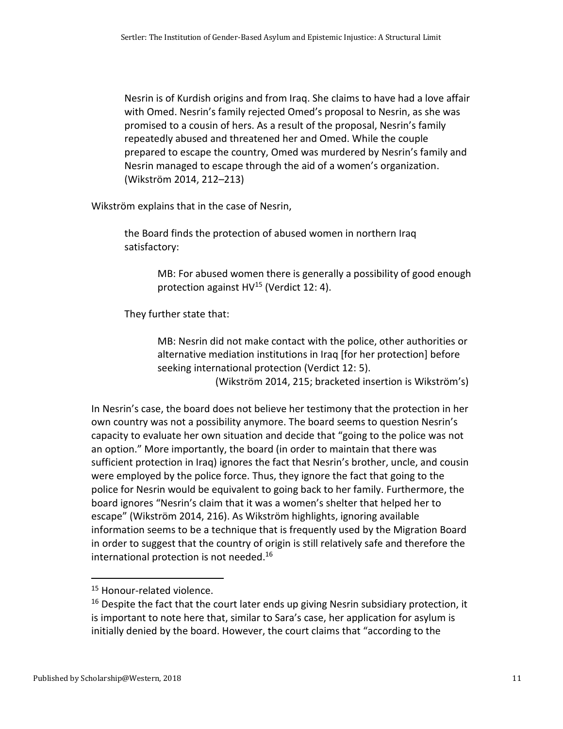> Nesrin is of Kurdish origins and from Iraq. She claims to have had a love affair with Omed. Nesrin's family rejected Omed's proposal to Nesrin, as she was promised to a cousin of hers. As a result of the proposal, Nesrin's family repeatedly abused and threatened her and Omed. While the couple prepared to escape the country, Omed was murdered by Nesrin's family and Nesrin managed to escape through the aid of a women's organization. (Wikström 2014, 212–213)

Wikström explains that in the case of Nesrin,

> the Board finds the protection of abused women in northern Iraq satisfactory:
>
> > MB: For abused women there is generally a possibility of good enough protection against HV[15] (Verdict 12: 4).
>
> They further state that:
>
> > MB: Nesrin did not make contact with the police, other authorities or alternative mediation institutions in Iraq [for her protection] before seeking international protection (Verdict 12: 5).
> >
> > (Wikström 2014, 215; bracketed insertion is Wikström's)

In Nesrin's case, the board does not believe her testimony that the protection in her own country was not a possibility anymore. The board seems to question Nesrin's capacity to evaluate her own situation and decide that "going to the police was not an option." More importantly, the board (in order to maintain that there was sufficient protection in Iraq) ignores the fact that Nesrin's brother, uncle, and cousin were employed by the police force. Thus, they ignore the fact that going to the police for Nesrin would be equivalent to going back to her family. Furthermore, the board ignores "Nesrin's claim that it was a women's shelter that helped her to escape" (Wikström 2014, 216). As Wikström highlights, ignoring available information seems to be a technique that is frequently used by the Migration Board in order to suggest that the country of origin is still relatively safe and therefore the international protection is not needed.[16]

---

[15] Honour-related violence.

[16] Despite the fact that the court later ends up giving Nesrin subsidiary protection, it is important to note here that, similar to Sara's case, her application for asylum is initially denied by the board. However, the court claims that "according to the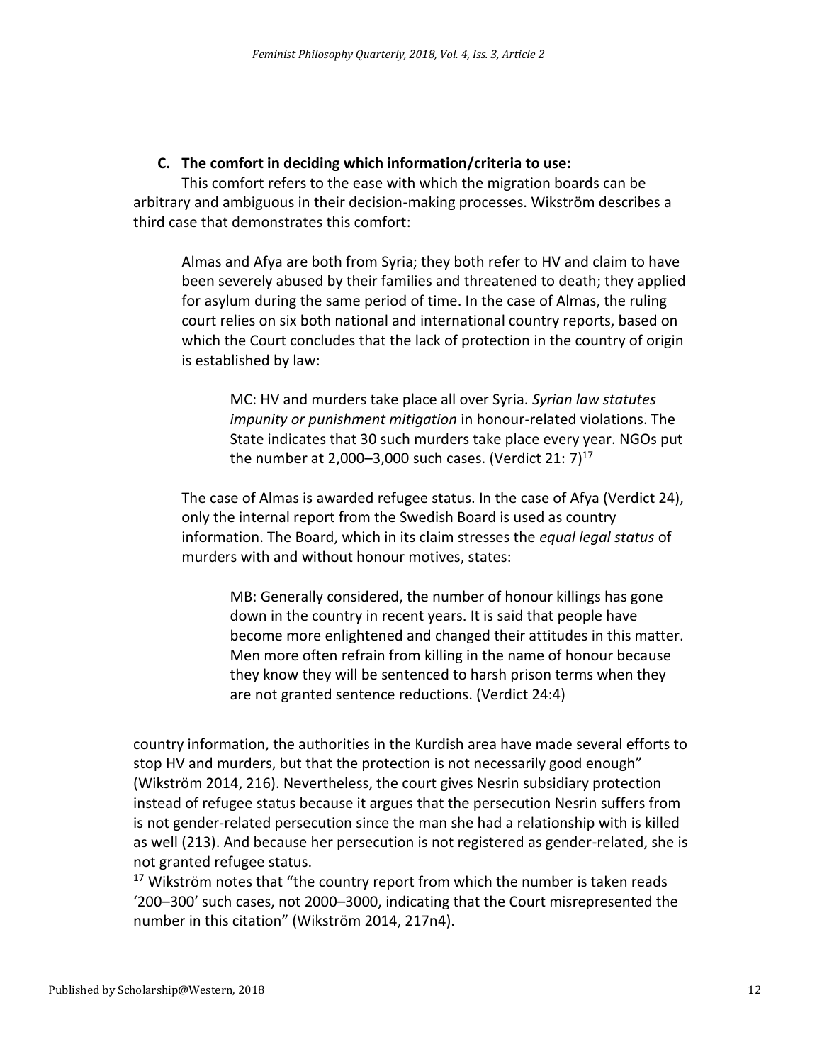### C. The comfort in deciding which information/criteria to use:

This comfort refers to the ease with which the migration boards can be arbitrary and ambiguous in their decision-making processes. Wikström describes a third case that demonstrates this comfort:

> Almas and Afya are both from Syria; they both refer to HV and claim to have been severely abused by their families and threatened to death; they applied for asylum during the same period of time. In the case of Almas, the ruling court relies on six both national and international country reports, based on which the Court concludes that the lack of protection in the country of origin is established by law:
>
> > MC: HV and murders take place all over Syria. *Syrian law statutes impunity or punishment mitigation* in honour-related violations. The State indicates that 30 such murders take place every year. NGOs put the number at 2,000–3,000 such cases. (Verdict 21: 7)[17]
>
> The case of Almas is awarded refugee status. In the case of Afya (Verdict 24), only the internal report from the Swedish Board is used as country information. The Board, which in its claim stresses the *equal legal status* of murders with and without honour motives, states:
>
> > MB: Generally considered, the number of honour killings has gone down in the country in recent years. It is said that people have become more enlightened and changed their attitudes in this matter. Men more often refrain from killing in the name of honour because they know they will be sentenced to harsh prison terms when they are not granted sentence reductions. (Verdict 24:4)

---

country information, the authorities in the Kurdish area have made several efforts to stop HV and murders, but that the protection is not necessarily good enough" (Wikström 2014, 216). Nevertheless, the court gives Nesrin subsidiary protection instead of refugee status because it argues that the persecution Nesrin suffers from is not gender-related persecution since the man she had a relationship with is killed as well (213). And because her persecution is not registered as gender-related, she is not granted refugee status.

[17] Wikström notes that "the country report from which the number is taken reads '200–300' such cases, not 2000–3000, indicating that the Court misrepresented the number in this citation" (Wikström 2014, 217n4).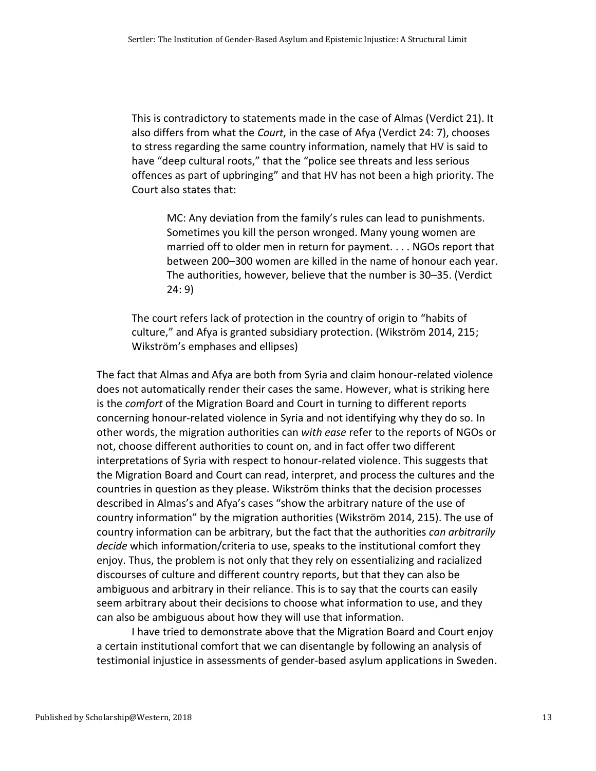> This is contradictory to statements made in the case of Almas (Verdict 21). It also differs from what the *Court*, in the case of Afya (Verdict 24: 7), chooses to stress regarding the same country information, namely that HV is said to have "deep cultural roots," that the "police see threats and less serious offences as part of upbringing" and that HV has not been a high priority. The Court also states that:
>
> > MC: Any deviation from the family's rules can lead to punishments. Sometimes you kill the person wronged. Many young women are married off to older men in return for payment. . . . NGOs report that between 200–300 women are killed in the name of honour each year. The authorities, however, believe that the number is 30–35. (Verdict 24: 9)
>
> The court refers lack of protection in the country of origin to "habits of culture," and Afya is granted subsidiary protection. (Wikström 2014, 215; Wikström's emphases and ellipses)

The fact that Almas and Afya are both from Syria and claim honour-related violence does not automatically render their cases the same. However, what is striking here is the *comfort* of the Migration Board and Court in turning to different reports concerning honour-related violence in Syria and not identifying why they do so. In other words, the migration authorities can *with ease* refer to the reports of NGOs or not, choose different authorities to count on, and in fact offer two different interpretations of Syria with respect to honour-related violence. This suggests that the Migration Board and Court can read, interpret, and process the cultures and the countries in question as they please. Wikström thinks that the decision processes described in Almas's and Afya's cases "show the arbitrary nature of the use of country information" by the migration authorities (Wikström 2014, 215). The use of country information can be arbitrary, but the fact that the authorities *can arbitrarily decide* which information/criteria to use, speaks to the institutional comfort they enjoy. Thus, the problem is not only that they rely on essentializing and racialized discourses of culture and different country reports, but that they can also be ambiguous and arbitrary in their reliance. This is to say that the courts can easily seem arbitrary about their decisions to choose what information to use, and they can also be ambiguous about how they will use that information.

I have tried to demonstrate above that the Migration Board and Court enjoy a certain institutional comfort that we can disentangle by following an analysis of testimonial injustice in assessments of gender-based asylum applications in Sweden.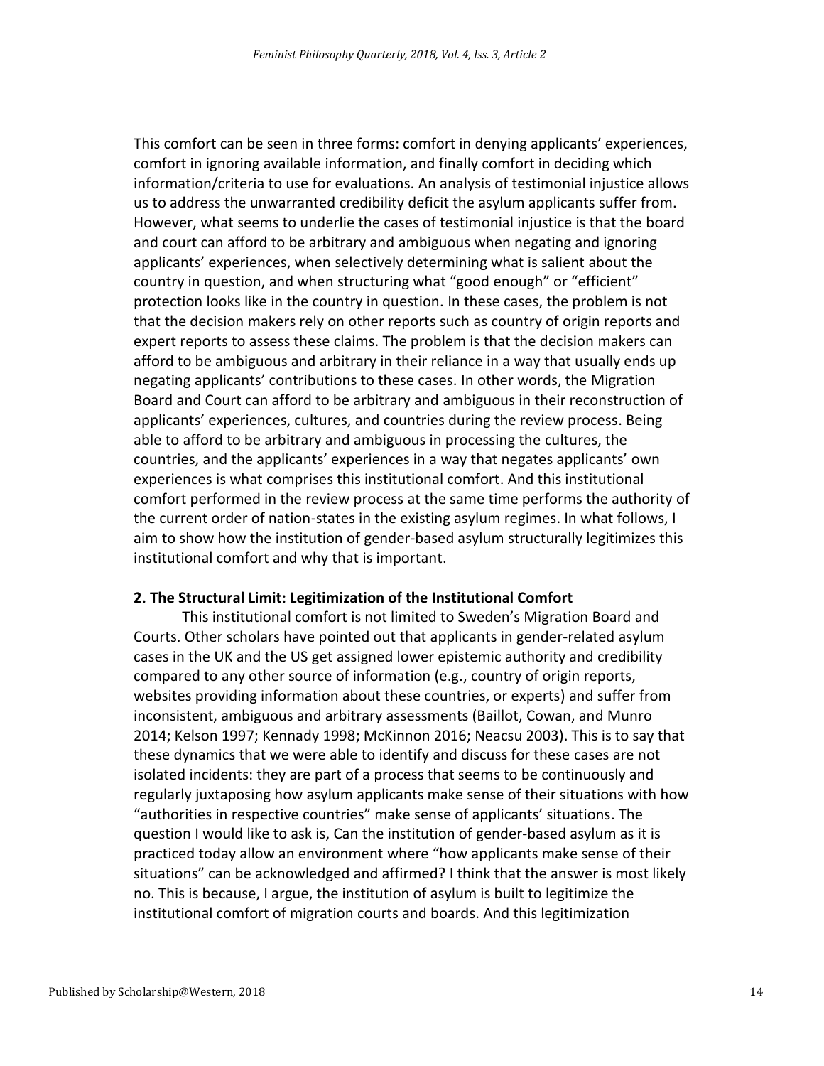This comfort can be seen in three forms: comfort in denying applicants' experiences, comfort in ignoring available information, and finally comfort in deciding which information/criteria to use for evaluations. An analysis of testimonial injustice allows us to address the unwarranted credibility deficit the asylum applicants suffer from. However, what seems to underlie the cases of testimonial injustice is that the board and court can afford to be arbitrary and ambiguous when negating and ignoring applicants' experiences, when selectively determining what is salient about the country in question, and when structuring what "good enough" or "efficient" protection looks like in the country in question. In these cases, the problem is not that the decision makers rely on other reports such as country of origin reports and expert reports to assess these claims. The problem is that the decision makers can afford to be ambiguous and arbitrary in their reliance in a way that usually ends up negating applicants' contributions to these cases. In other words, the Migration Board and Court can afford to be arbitrary and ambiguous in their reconstruction of applicants' experiences, cultures, and countries during the review process. Being able to afford to be arbitrary and ambiguous in processing the cultures, the countries, and the applicants' experiences in a way that negates applicants' own experiences is what comprises this institutional comfort. And this institutional comfort performed in the review process at the same time performs the authority of the current order of nation-states in the existing asylum regimes. In what follows, I aim to show how the institution of gender-based asylum structurally legitimizes this institutional comfort and why that is important.

## 2. The Structural Limit: Legitimization of the Institutional Comfort

This institutional comfort is not limited to Sweden's Migration Board and Courts. Other scholars have pointed out that applicants in gender-related asylum cases in the UK and the US get assigned lower epistemic authority and credibility compared to any other source of information (e.g., country of origin reports, websites providing information about these countries, or experts) and suffer from inconsistent, ambiguous and arbitrary assessments (Baillot, Cowan, and Munro 2014; Kelson 1997; Kennady 1998; McKinnon 2016; Neacsu 2003). This is to say that these dynamics that we were able to identify and discuss for these cases are not isolated incidents: they are part of a process that seems to be continuously and regularly juxtaposing how asylum applicants make sense of their situations with how "authorities in respective countries" make sense of applicants' situations. The question I would like to ask is, Can the institution of gender-based asylum as it is practiced today allow an environment where "how applicants make sense of their situations" can be acknowledged and affirmed? I think that the answer is most likely no. This is because, I argue, the institution of asylum is built to legitimize the institutional comfort of migration courts and boards. And this legitimization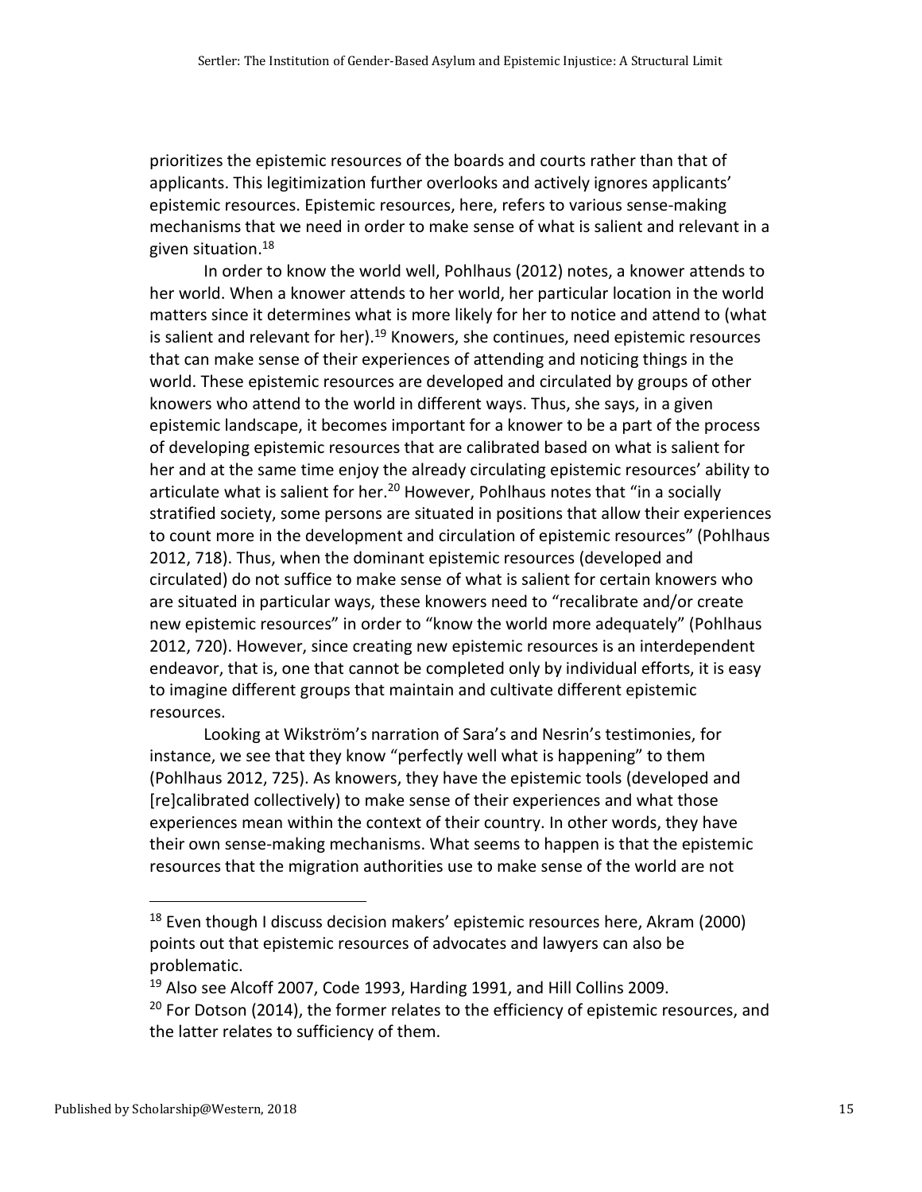prioritizes the epistemic resources of the boards and courts rather than that of applicants. This legitimization further overlooks and actively ignores applicants' epistemic resources. Epistemic resources, here, refers to various sense-making mechanisms that we need in order to make sense of what is salient and relevant in a given situation.[18]

In order to know the world well, Pohlhaus (2012) notes, a knower attends to her world. When a knower attends to her world, her particular location in the world matters since it determines what is more likely for her to notice and attend to (what is salient and relevant for her).[19] Knowers, she continues, need epistemic resources that can make sense of their experiences of attending and noticing things in the world. These epistemic resources are developed and circulated by groups of other knowers who attend to the world in different ways. Thus, she says, in a given epistemic landscape, it becomes important for a knower to be a part of the process of developing epistemic resources that are calibrated based on what is salient for her and at the same time enjoy the already circulating epistemic resources' ability to articulate what is salient for her.[20] However, Pohlhaus notes that "in a socially stratified society, some persons are situated in positions that allow their experiences to count more in the development and circulation of epistemic resources" (Pohlhaus 2012, 718). Thus, when the dominant epistemic resources (developed and circulated) do not suffice to make sense of what is salient for certain knowers who are situated in particular ways, these knowers need to "recalibrate and/or create new epistemic resources" in order to "know the world more adequately" (Pohlhaus 2012, 720). However, since creating new epistemic resources is an interdependent endeavor, that is, one that cannot be completed only by individual efforts, it is easy to imagine different groups that maintain and cultivate different epistemic resources.

Looking at Wikström's narration of Sara's and Nesrin's testimonies, for instance, we see that they know "perfectly well what is happening" to them (Pohlhaus 2012, 725). As knowers, they have the epistemic tools (developed and [re]calibrated collectively) to make sense of their experiences and what those experiences mean within the context of their country. In other words, they have their own sense-making mechanisms. What seems to happen is that the epistemic resources that the migration authorities use to make sense of the world are not

---

[18] Even though I discuss decision makers' epistemic resources here, Akram (2000) points out that epistemic resources of advocates and lawyers can also be problematic.

[19] Also see Alcoff 2007, Code 1993, Harding 1991, and Hill Collins 2009.

[20] For Dotson (2014), the former relates to the efficiency of epistemic resources, and the latter relates to sufficiency of them.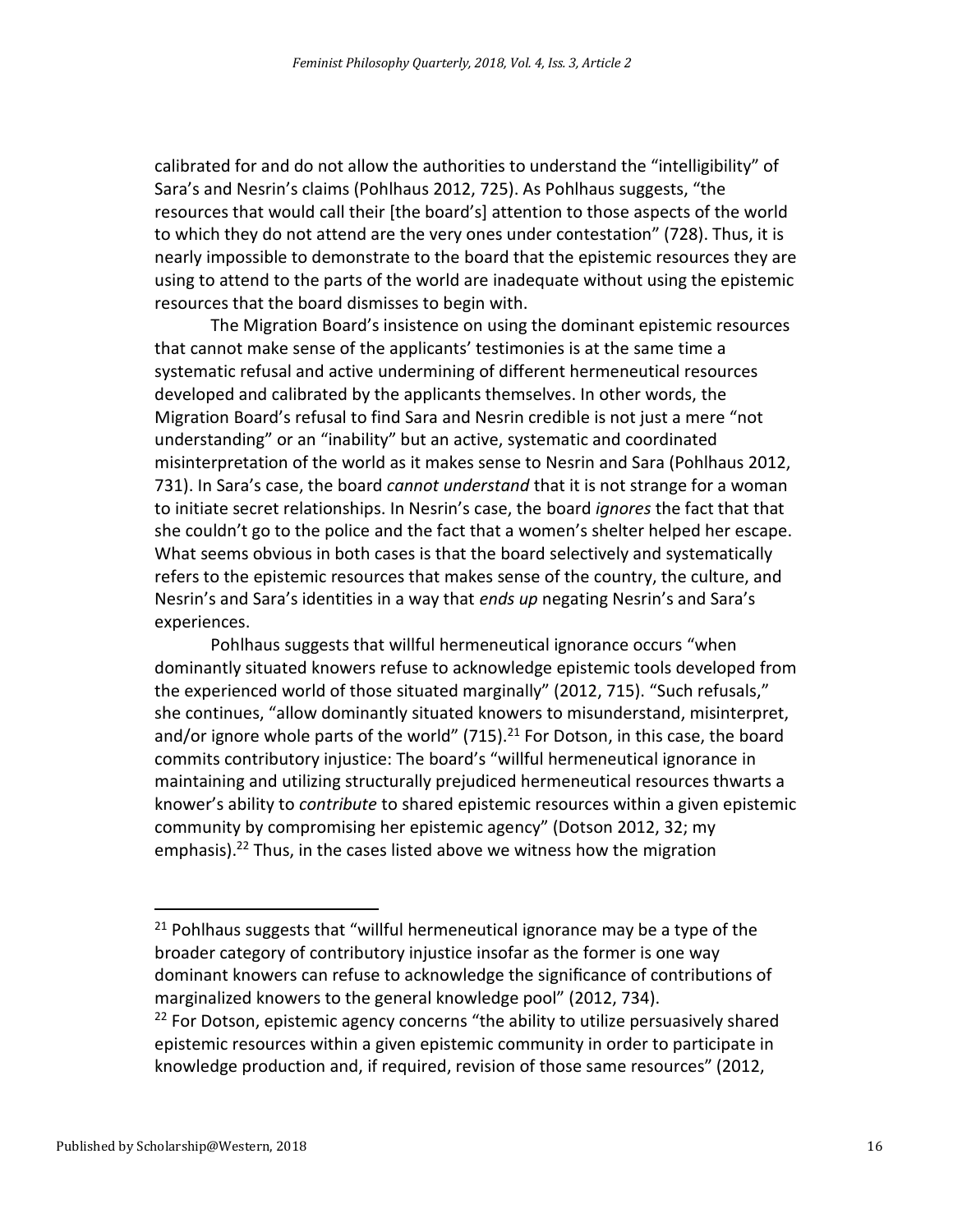calibrated for and do not allow the authorities to understand the "intelligibility" of Sara's and Nesrin's claims (Pohlhaus 2012, 725). As Pohlhaus suggests, "the resources that would call their [the board's] attention to those aspects of the world to which they do not attend are the very ones under contestation" (728). Thus, it is nearly impossible to demonstrate to the board that the epistemic resources they are using to attend to the parts of the world are inadequate without using the epistemic resources that the board dismisses to begin with.

The Migration Board's insistence on using the dominant epistemic resources that cannot make sense of the applicants' testimonies is at the same time a systematic refusal and active undermining of different hermeneutical resources developed and calibrated by the applicants themselves. In other words, the Migration Board's refusal to find Sara and Nesrin credible is not just a mere "not understanding" or an "inability" but an active, systematic and coordinated misinterpretation of the world as it makes sense to Nesrin and Sara (Pohlhaus 2012, 731). In Sara's case, the board *cannot understand* that it is not strange for a woman to initiate secret relationships. In Nesrin's case, the board *ignores* the fact that that she couldn't go to the police and the fact that a women's shelter helped her escape. What seems obvious in both cases is that the board selectively and systematically refers to the epistemic resources that makes sense of the country, the culture, and Nesrin's and Sara's identities in a way that *ends up* negating Nesrin's and Sara's experiences.

Pohlhaus suggests that willful hermeneutical ignorance occurs "when dominantly situated knowers refuse to acknowledge epistemic tools developed from the experienced world of those situated marginally" (2012, 715). "Such refusals," she continues, "allow dominantly situated knowers to misunderstand, misinterpret, and/or ignore whole parts of the world" (715).[21] For Dotson, in this case, the board commits contributory injustice: The board's "willful hermeneutical ignorance in maintaining and utilizing structurally prejudiced hermeneutical resources thwarts a knower's ability to *contribute* to shared epistemic resources within a given epistemic community by compromising her epistemic agency" (Dotson 2012, 32; my emphasis).[22] Thus, in the cases listed above we witness how the migration

---

[21] Pohlhaus suggests that "willful hermeneutical ignorance may be a type of the broader category of contributory injustice insofar as the former is one way dominant knowers can refuse to acknowledge the significance of contributions of marginalized knowers to the general knowledge pool" (2012, 734).

[22] For Dotson, epistemic agency concerns "the ability to utilize persuasively shared epistemic resources within a given epistemic community in order to participate in knowledge production and, if required, revision of those same resources" (2012,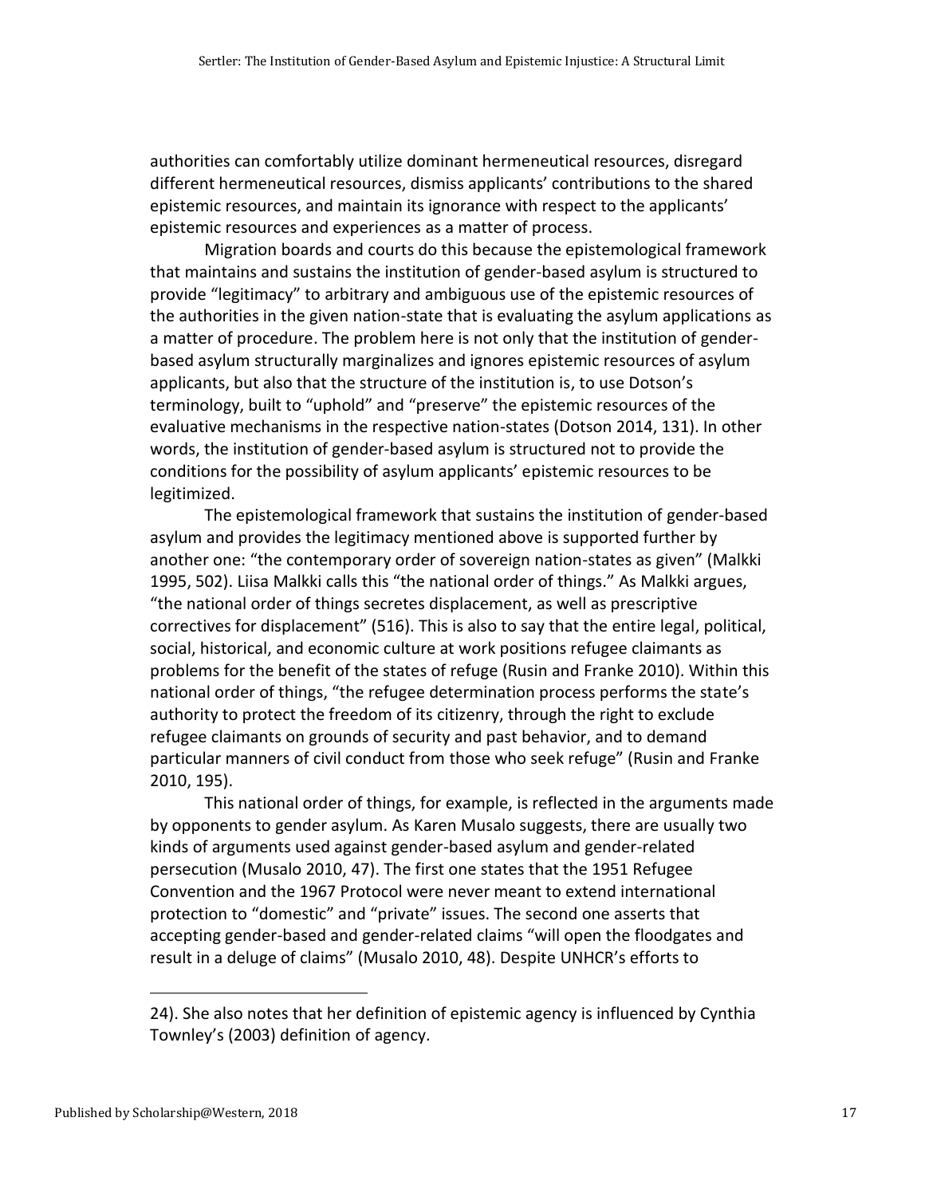authorities can comfortably utilize dominant hermeneutical resources, disregard different hermeneutical resources, dismiss applicants' contributions to the shared epistemic resources, and maintain its ignorance with respect to the applicants' epistemic resources and experiences as a matter of process.

Migration boards and courts do this because the epistemological framework that maintains and sustains the institution of gender-based asylum is structured to provide "legitimacy" to arbitrary and ambiguous use of the epistemic resources of the authorities in the given nation-state that is evaluating the asylum applications as a matter of procedure. The problem here is not only that the institution of gender-based asylum structurally marginalizes and ignores epistemic resources of asylum applicants, but also that the structure of the institution is, to use Dotson's terminology, built to "uphold" and "preserve" the epistemic resources of the evaluative mechanisms in the respective nation-states (Dotson 2014, 131). In other words, the institution of gender-based asylum is structured not to provide the conditions for the possibility of asylum applicants' epistemic resources to be legitimized.

The epistemological framework that sustains the institution of gender-based asylum and provides the legitimacy mentioned above is supported further by another one: "the contemporary order of sovereign nation-states as given" (Malkki 1995, 502). Liisa Malkki calls this "the national order of things." As Malkki argues, "the national order of things secretes displacement, as well as prescriptive correctives for displacement" (516). This is also to say that the entire legal, political, social, historical, and economic culture at work positions refugee claimants as problems for the benefit of the states of refuge (Rusin and Franke 2010). Within this national order of things, "the refugee determination process performs the state's authority to protect the freedom of its citizenry, through the right to exclude refugee claimants on grounds of security and past behavior, and to demand particular manners of civil conduct from those who seek refuge" (Rusin and Franke 2010, 195).

This national order of things, for example, is reflected in the arguments made by opponents to gender asylum. As Karen Musalo suggests, there are usually two kinds of arguments used against gender-based asylum and gender-related persecution (Musalo 2010, 47). The first one states that the 1951 Refugee Convention and the 1967 Protocol were never meant to extend international protection to "domestic" and "private" issues. The second one asserts that accepting gender-based and gender-related claims "will open the floodgates and result in a deluge of claims" (Musalo 2010, 48). Despite UNHCR's efforts to

24). She also notes that her definition of epistemic agency is influenced by Cynthia Townley's (2003) definition of agency.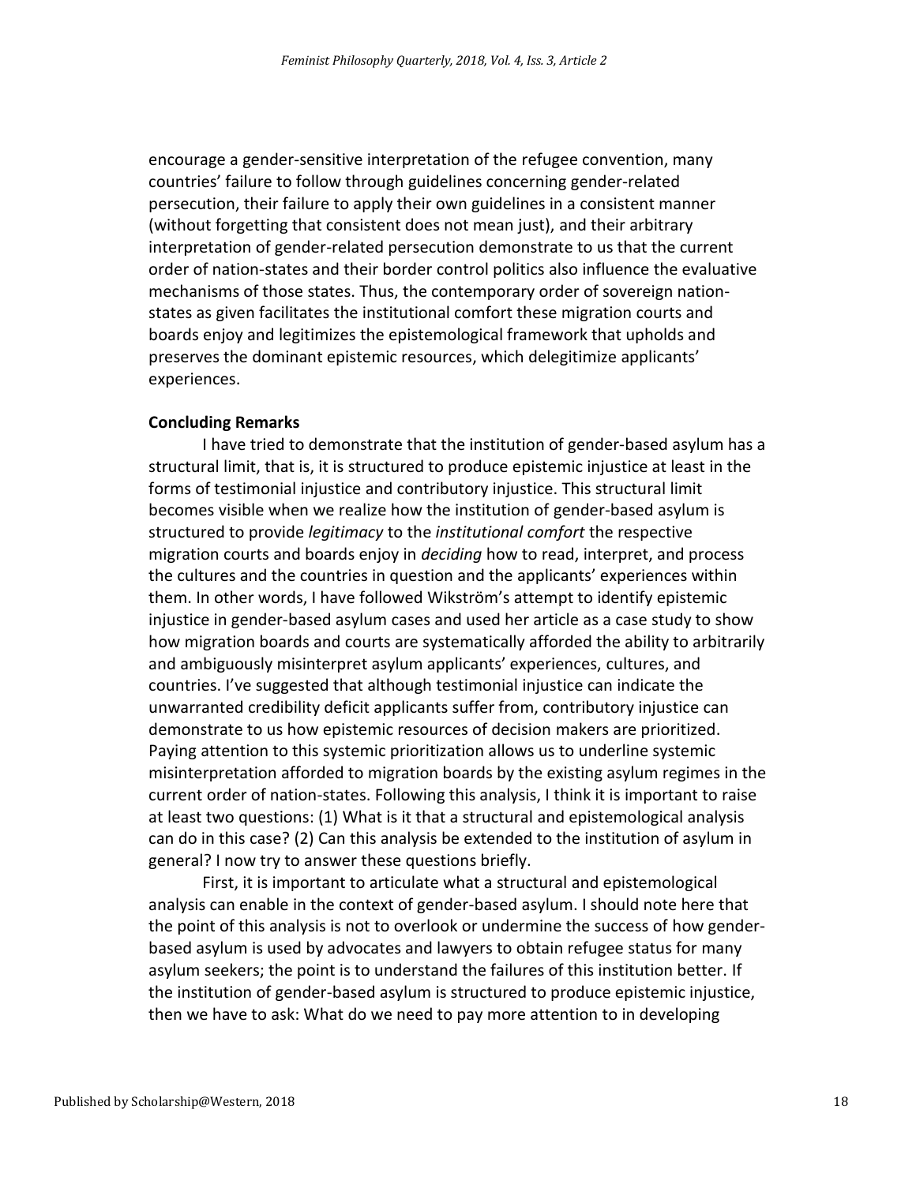encourage a gender-sensitive interpretation of the refugee convention, many countries' failure to follow through guidelines concerning gender-related persecution, their failure to apply their own guidelines in a consistent manner (without forgetting that consistent does not mean just), and their arbitrary interpretation of gender-related persecution demonstrate to us that the current order of nation-states and their border control politics also influence the evaluative mechanisms of those states. Thus, the contemporary order of sovereign nation-states as given facilitates the institutional comfort these migration courts and boards enjoy and legitimizes the epistemological framework that upholds and preserves the dominant epistemic resources, which delegitimize applicants' experiences.

**Concluding Remarks**

I have tried to demonstrate that the institution of gender-based asylum has a structural limit, that is, it is structured to produce epistemic injustice at least in the forms of testimonial injustice and contributory injustice. This structural limit becomes visible when we realize how the institution of gender-based asylum is structured to provide *legitimacy* to the *institutional comfort* the respective migration courts and boards enjoy in *deciding* how to read, interpret, and process the cultures and the countries in question and the applicants' experiences within them. In other words, I have followed Wikström's attempt to identify epistemic injustice in gender-based asylum cases and used her article as a case study to show how migration boards and courts are systematically afforded the ability to arbitrarily and ambiguously misinterpret asylum applicants' experiences, cultures, and countries. I've suggested that although testimonial injustice can indicate the unwarranted credibility deficit applicants suffer from, contributory injustice can demonstrate to us how epistemic resources of decision makers are prioritized. Paying attention to this systemic prioritization allows us to underline systemic misinterpretation afforded to migration boards by the existing asylum regimes in the current order of nation-states. Following this analysis, I think it is important to raise at least two questions: (1) What is it that a structural and epistemological analysis can do in this case? (2) Can this analysis be extended to the institution of asylum in general? I now try to answer these questions briefly.

First, it is important to articulate what a structural and epistemological analysis can enable in the context of gender-based asylum. I should note here that the point of this analysis is not to overlook or undermine the success of how gender-based asylum is used by advocates and lawyers to obtain refugee status for many asylum seekers; the point is to understand the failures of this institution better. If the institution of gender-based asylum is structured to produce epistemic injustice, then we have to ask: What do we need to pay more attention to in developing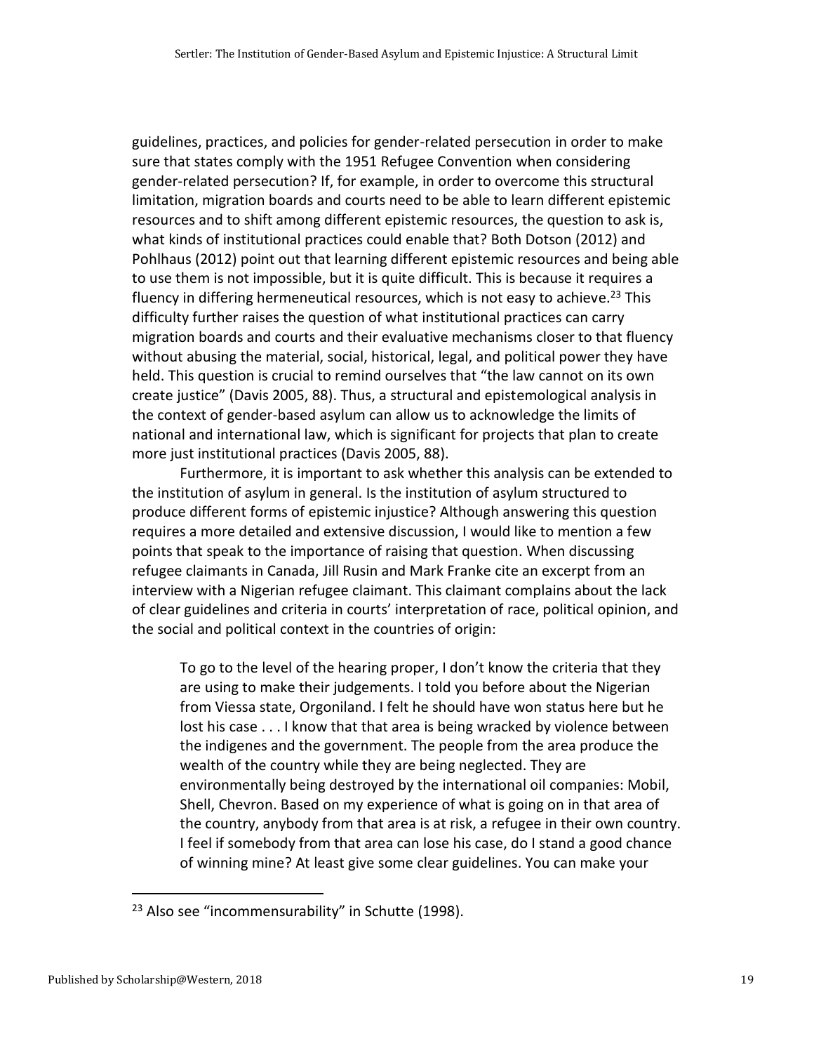guidelines, practices, and policies for gender-related persecution in order to make sure that states comply with the 1951 Refugee Convention when considering gender-related persecution? If, for example, in order to overcome this structural limitation, migration boards and courts need to be able to learn different epistemic resources and to shift among different epistemic resources, the question to ask is, what kinds of institutional practices could enable that? Both Dotson (2012) and Pohlhaus (2012) point out that learning different epistemic resources and being able to use them is not impossible, but it is quite difficult. This is because it requires a fluency in differing hermeneutical resources, which is not easy to achieve.[23] This difficulty further raises the question of what institutional practices can carry migration boards and courts and their evaluative mechanisms closer to that fluency without abusing the material, social, historical, legal, and political power they have held. This question is crucial to remind ourselves that "the law cannot on its own create justice" (Davis 2005, 88). Thus, a structural and epistemological analysis in the context of gender-based asylum can allow us to acknowledge the limits of national and international law, which is significant for projects that plan to create more just institutional practices (Davis 2005, 88).

Furthermore, it is important to ask whether this analysis can be extended to the institution of asylum in general. Is the institution of asylum structured to produce different forms of epistemic injustice? Although answering this question requires a more detailed and extensive discussion, I would like to mention a few points that speak to the importance of raising that question. When discussing refugee claimants in Canada, Jill Rusin and Mark Franke cite an excerpt from an interview with a Nigerian refugee claimant. This claimant complains about the lack of clear guidelines and criteria in courts' interpretation of race, political opinion, and the social and political context in the countries of origin:

> To go to the level of the hearing proper, I don't know the criteria that they are using to make their judgements. I told you before about the Nigerian from Viessa state, Orgoniland. I felt he should have won status here but he lost his case . . . I know that that area is being wracked by violence between the indigenes and the government. The people from the area produce the wealth of the country while they are being neglected. They are environmentally being destroyed by the international oil companies: Mobil, Shell, Chevron. Based on my experience of what is going on in that area of the country, anybody from that area is at risk, a refugee in their own country. I feel if somebody from that area can lose his case, do I stand a good chance of winning mine? At least give some clear guidelines. You can make your

[23] Also see "incommensurability" in Schutte (1998).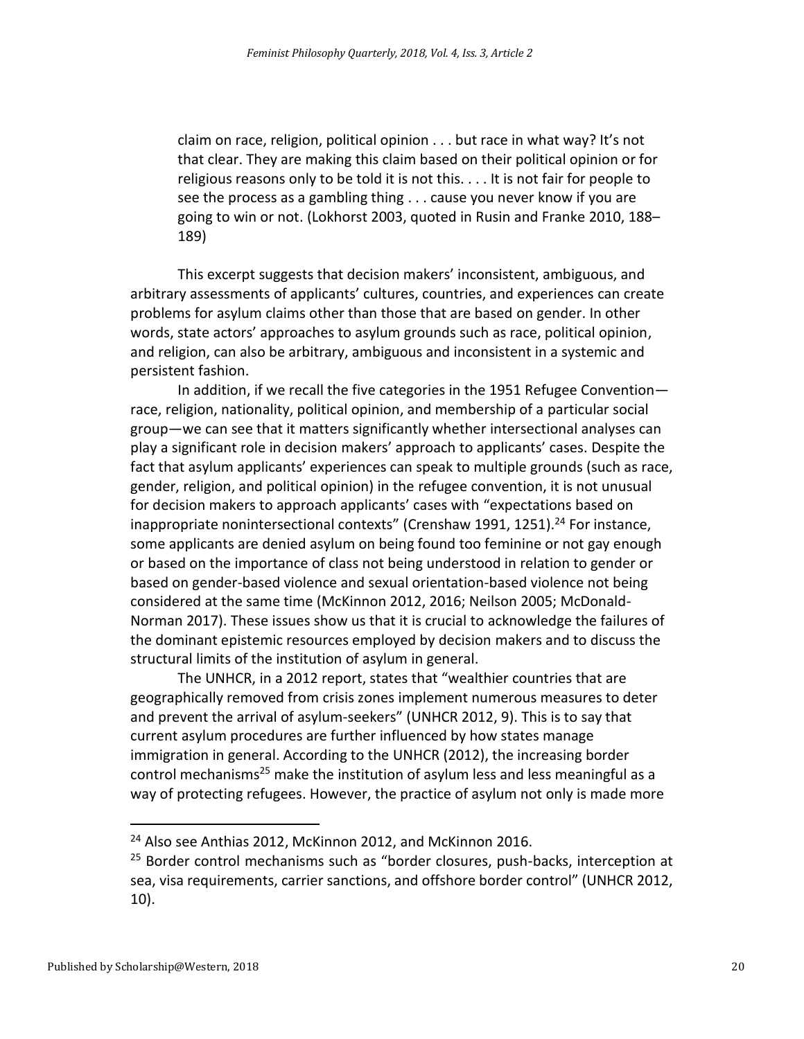> claim on race, religion, political opinion . . . but race in what way? It's not that clear. They are making this claim based on their political opinion or for religious reasons only to be told it is not this. . . . It is not fair for people to see the process as a gambling thing . . . cause you never know if you are going to win or not. (Lokhorst 2003, quoted in Rusin and Franke 2010, 188–189)

This excerpt suggests that decision makers' inconsistent, ambiguous, and arbitrary assessments of applicants' cultures, countries, and experiences can create problems for asylum claims other than those that are based on gender. In other words, state actors' approaches to asylum grounds such as race, political opinion, and religion, can also be arbitrary, ambiguous and inconsistent in a systemic and persistent fashion.

In addition, if we recall the five categories in the 1951 Refugee Convention—race, religion, nationality, political opinion, and membership of a particular social group—we can see that it matters significantly whether intersectional analyses can play a significant role in decision makers' approach to applicants' cases. Despite the fact that asylum applicants' experiences can speak to multiple grounds (such as race, gender, religion, and political opinion) in the refugee convention, it is not unusual for decision makers to approach applicants' cases with "expectations based on inappropriate nonintersectional contexts" (Crenshaw 1991, 1251).[24] For instance, some applicants are denied asylum on being found too feminine or not gay enough or based on the importance of class not being understood in relation to gender or based on gender-based violence and sexual orientation-based violence not being considered at the same time (McKinnon 2012, 2016; Neilson 2005; McDonald-Norman 2017). These issues show us that it is crucial to acknowledge the failures of the dominant epistemic resources employed by decision makers and to discuss the structural limits of the institution of asylum in general.

The UNHCR, in a 2012 report, states that "wealthier countries that are geographically removed from crisis zones implement numerous measures to deter and prevent the arrival of asylum-seekers" (UNHCR 2012, 9). This is to say that current asylum procedures are further influenced by how states manage immigration in general. According to the UNHCR (2012), the increasing border control mechanisms[25] make the institution of asylum less and less meaningful as a way of protecting refugees. However, the practice of asylum not only is made more

---

[24] Also see Anthias 2012, McKinnon 2012, and McKinnon 2016.

[25] Border control mechanisms such as "border closures, push-backs, interception at sea, visa requirements, carrier sanctions, and offshore border control" (UNHCR 2012, 10).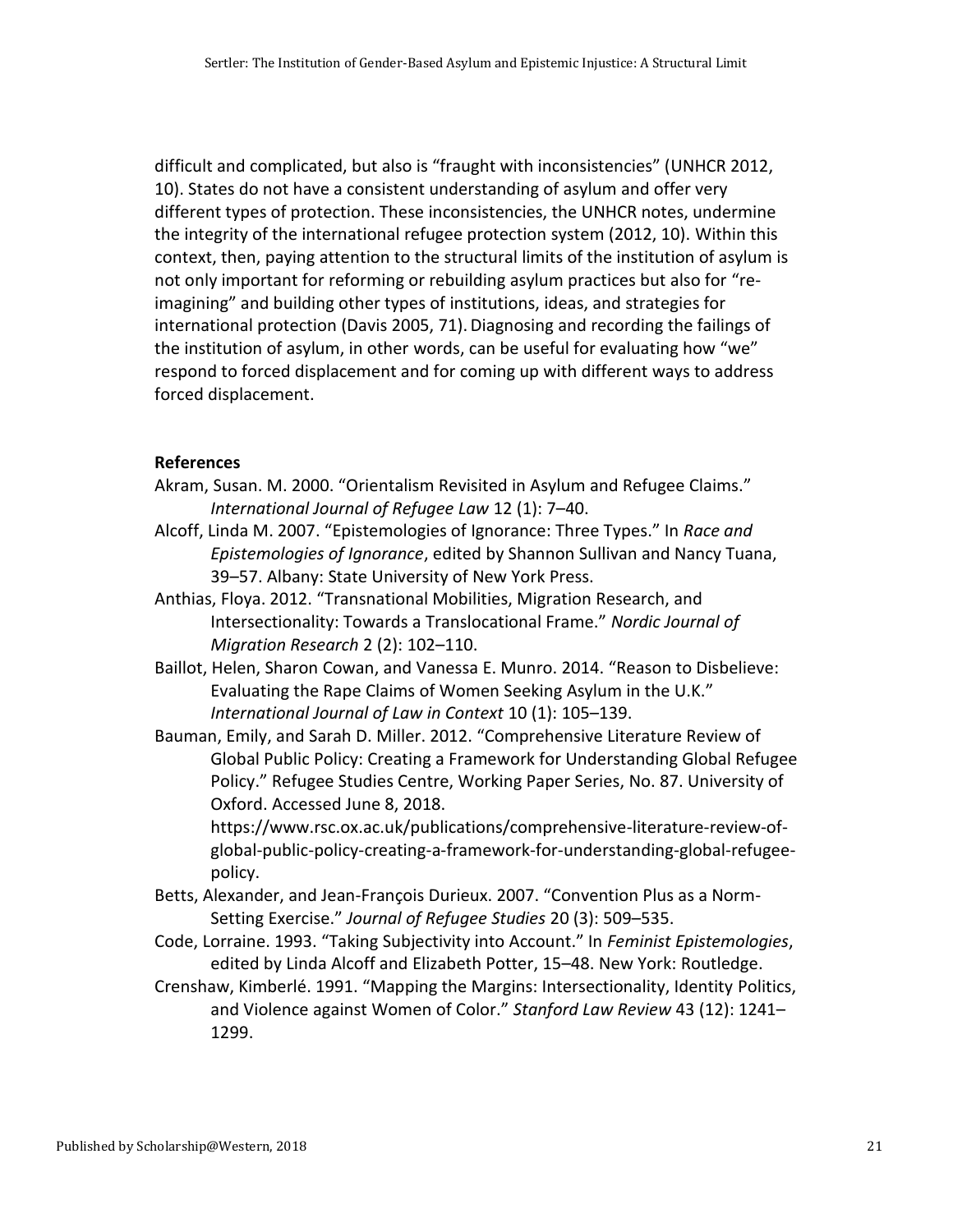difficult and complicated, but also is "fraught with inconsistencies" (UNHCR 2012, 10). States do not have a consistent understanding of asylum and offer very different types of protection. These inconsistencies, the UNHCR notes, undermine the integrity of the international refugee protection system (2012, 10). Within this context, then, paying attention to the structural limits of the institution of asylum is not only important for reforming or rebuilding asylum practices but also for "re-imagining" and building other types of institutions, ideas, and strategies for international protection (Davis 2005, 71). Diagnosing and recording the failings of the institution of asylum, in other words, can be useful for evaluating how "we" respond to forced displacement and for coming up with different ways to address forced displacement.

**References**

Akram, Susan. M. 2000. "Orientalism Revisited in Asylum and Refugee Claims." *International Journal of Refugee Law* 12 (1): 7–40.

Alcoff, Linda M. 2007. "Epistemologies of Ignorance: Three Types." In *Race and Epistemologies of Ignorance*, edited by Shannon Sullivan and Nancy Tuana, 39–57. Albany: State University of New York Press.

Anthias, Floya. 2012. "Transnational Mobilities, Migration Research, and Intersectionality: Towards a Translocational Frame." *Nordic Journal of Migration Research* 2 (2): 102–110.

Baillot, Helen, Sharon Cowan, and Vanessa E. Munro. 2014. "Reason to Disbelieve: Evaluating the Rape Claims of Women Seeking Asylum in the U.K." *International Journal of Law in Context* 10 (1): 105–139.

Bauman, Emily, and Sarah D. Miller. 2012. "Comprehensive Literature Review of Global Public Policy: Creating a Framework for Understanding Global Refugee Policy." Refugee Studies Centre, Working Paper Series, No. 87. University of Oxford. Accessed June 8, 2018. https://www.rsc.ox.ac.uk/publications/comprehensive-literature-review-of-global-public-policy-creating-a-framework-for-understanding-global-refugee-policy.

Betts, Alexander, and Jean-François Durieux. 2007. "Convention Plus as a Norm-Setting Exercise." *Journal of Refugee Studies* 20 (3): 509–535.

Code, Lorraine. 1993. "Taking Subjectivity into Account." In *Feminist Epistemologies*, edited by Linda Alcoff and Elizabeth Potter, 15–48. New York: Routledge.

Crenshaw, Kimberlé. 1991. "Mapping the Margins: Intersectionality, Identity Politics, and Violence against Women of Color." *Stanford Law Review* 43 (12): 1241–1299.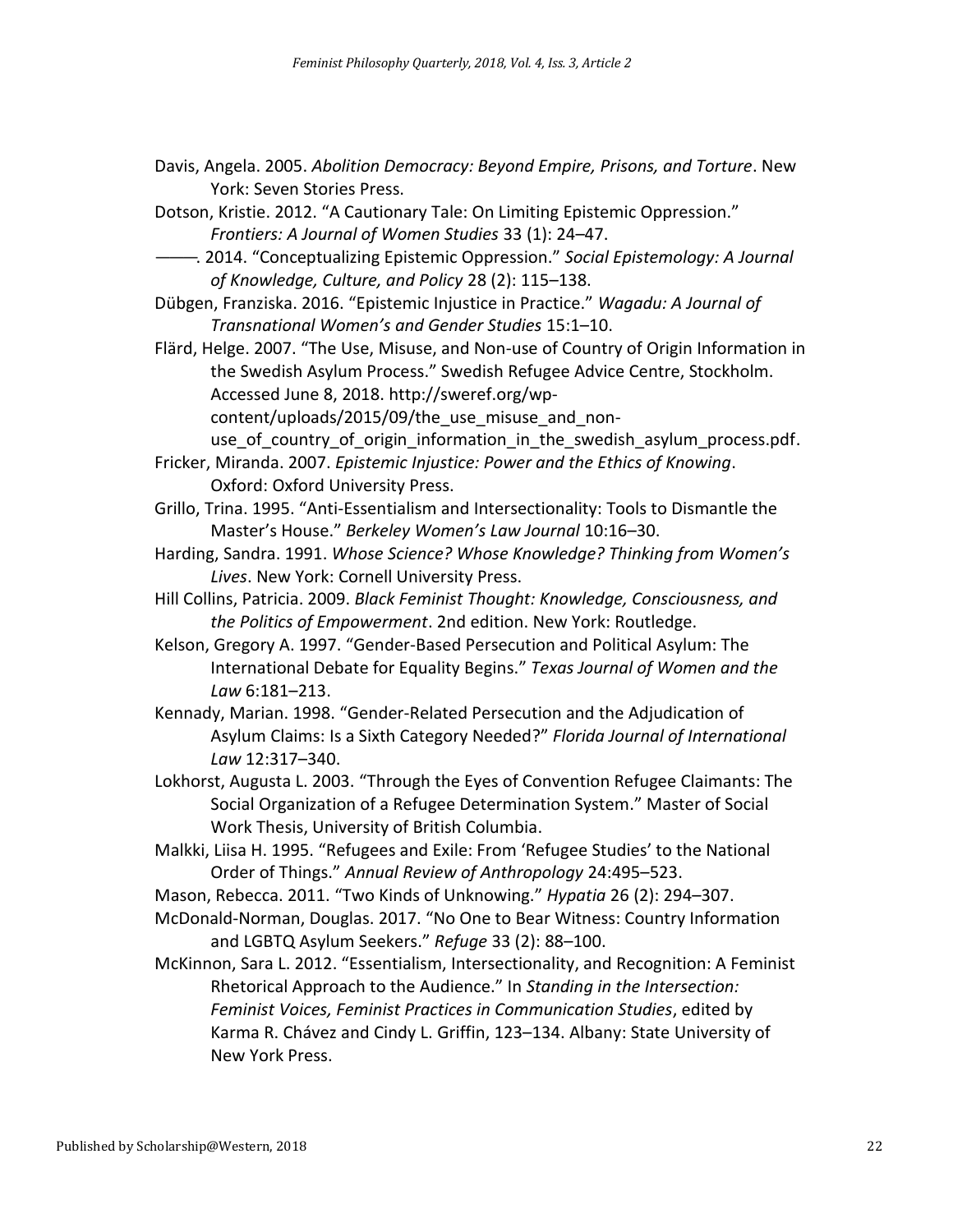Davis, Angela. 2005. *Abolition Democracy: Beyond Empire, Prisons, and Torture*. New York: Seven Stories Press.

Dotson, Kristie. 2012. "A Cautionary Tale: On Limiting Epistemic Oppression." *Frontiers: A Journal of Women Studies* 33 (1): 24–47.

———. 2014. "Conceptualizing Epistemic Oppression." *Social Epistemology: A Journal of Knowledge, Culture, and Policy* 28 (2): 115–138.

Dübgen, Franziska. 2016. "Epistemic Injustice in Practice." *Wagadu: A Journal of Transnational Women's and Gender Studies* 15:1–10.

Flärd, Helge. 2007. "The Use, Misuse, and Non-use of Country of Origin Information in the Swedish Asylum Process." Swedish Refugee Advice Centre, Stockholm. Accessed June 8, 2018. http://sweref.org/wp-content/uploads/2015/09/the_use_misuse_and_non-use_of_country_of_origin_information_in_the_swedish_asylum_process.pdf.

Fricker, Miranda. 2007. *Epistemic Injustice: Power and the Ethics of Knowing*. Oxford: Oxford University Press.

Grillo, Trina. 1995. "Anti-Essentialism and Intersectionality: Tools to Dismantle the Master's House." *Berkeley Women's Law Journal* 10:16–30.

Harding, Sandra. 1991. *Whose Science? Whose Knowledge? Thinking from Women's Lives*. New York: Cornell University Press.

Hill Collins, Patricia. 2009. *Black Feminist Thought: Knowledge, Consciousness, and the Politics of Empowerment*. 2nd edition. New York: Routledge.

Kelson, Gregory A. 1997. "Gender-Based Persecution and Political Asylum: The International Debate for Equality Begins." *Texas Journal of Women and the Law* 6:181–213.

Kennady, Marian. 1998. "Gender-Related Persecution and the Adjudication of Asylum Claims: Is a Sixth Category Needed?" *Florida Journal of International Law* 12:317–340.

Lokhorst, Augusta L. 2003. "Through the Eyes of Convention Refugee Claimants: The Social Organization of a Refugee Determination System." Master of Social Work Thesis, University of British Columbia.

Malkki, Liisa H. 1995. "Refugees and Exile: From 'Refugee Studies' to the National Order of Things." *Annual Review of Anthropology* 24:495–523.

Mason, Rebecca. 2011. "Two Kinds of Unknowing." *Hypatia* 26 (2): 294–307.

McDonald-Norman, Douglas. 2017. "No One to Bear Witness: Country Information and LGBTQ Asylum Seekers." *Refuge* 33 (2): 88–100.

McKinnon, Sara L. 2012. "Essentialism, Intersectionality, and Recognition: A Feminist Rhetorical Approach to the Audience." In *Standing in the Intersection: Feminist Voices, Feminist Practices in Communication Studies*, edited by Karma R. Chávez and Cindy L. Griffin, 123–134. Albany: State University of New York Press.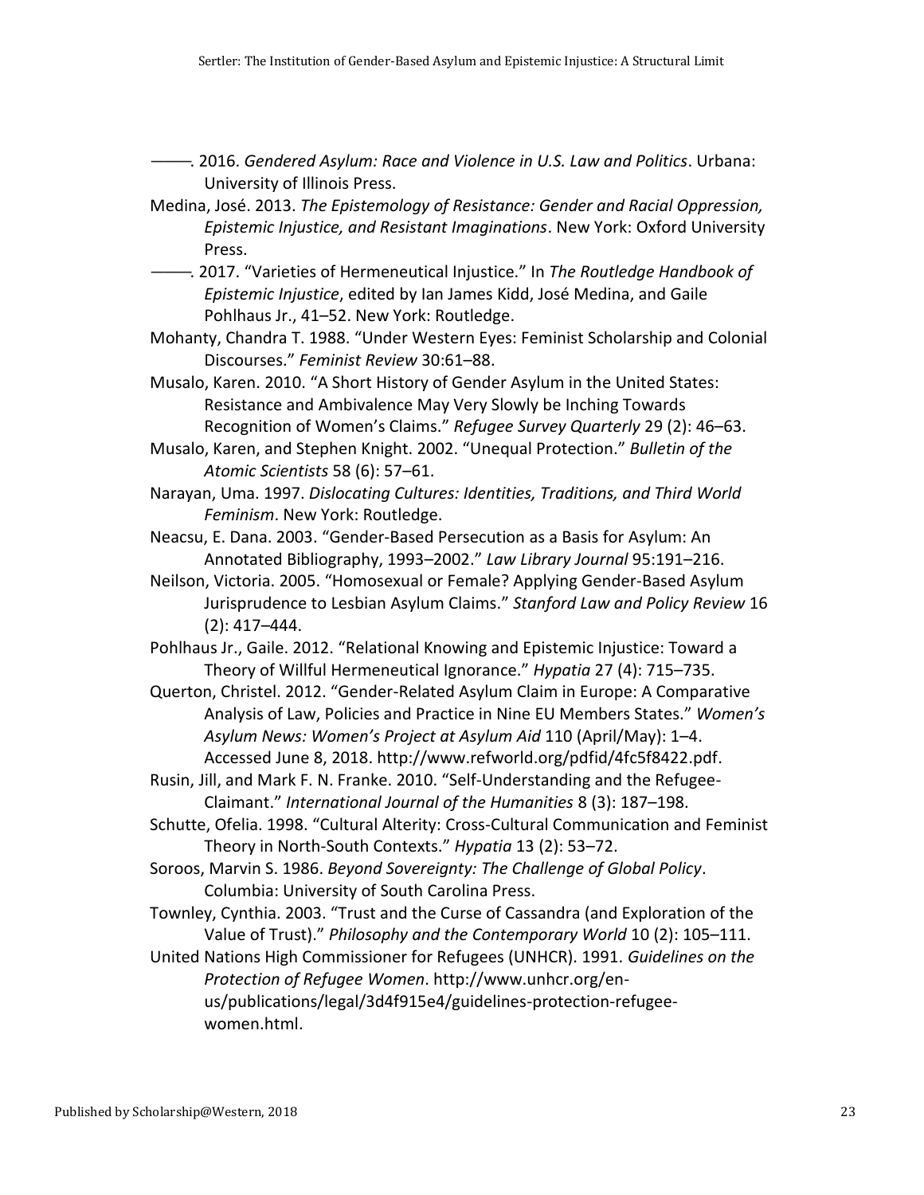———. 2016. *Gendered Asylum: Race and Violence in U.S. Law and Politics*. Urbana: University of Illinois Press.

Medina, José. 2013. *The Epistemology of Resistance: Gender and Racial Oppression, Epistemic Injustice, and Resistant Imaginations*. New York: Oxford University Press.

———. 2017. "Varieties of Hermeneutical Injustice." In *The Routledge Handbook of Epistemic Injustice*, edited by Ian James Kidd, José Medina, and Gaile Pohlhaus Jr., 41–52. New York: Routledge.

Mohanty, Chandra T. 1988. "Under Western Eyes: Feminist Scholarship and Colonial Discourses." *Feminist Review* 30:61–88.

Musalo, Karen. 2010. "A Short History of Gender Asylum in the United States: Resistance and Ambivalence May Very Slowly be Inching Towards Recognition of Women's Claims." *Refugee Survey Quarterly* 29 (2): 46–63.

Musalo, Karen, and Stephen Knight. 2002. "Unequal Protection." *Bulletin of the Atomic Scientists* 58 (6): 57–61.

Narayan, Uma. 1997. *Dislocating Cultures: Identities, Traditions, and Third World Feminism*. New York: Routledge.

Neacsu, E. Dana. 2003. "Gender-Based Persecution as a Basis for Asylum: An Annotated Bibliography, 1993–2002." *Law Library Journal* 95:191–216.

Neilson, Victoria. 2005. "Homosexual or Female? Applying Gender-Based Asylum Jurisprudence to Lesbian Asylum Claims." *Stanford Law and Policy Review* 16 (2): 417–444.

Pohlhaus Jr., Gaile. 2012. "Relational Knowing and Epistemic Injustice: Toward a Theory of Willful Hermeneutical Ignorance." *Hypatia* 27 (4): 715–735.

Querton, Christel. 2012. "Gender-Related Asylum Claim in Europe: A Comparative Analysis of Law, Policies and Practice in Nine EU Members States." *Women's Asylum News: Women's Project at Asylum Aid* 110 (April/May): 1–4. Accessed June 8, 2018. http://www.refworld.org/pdfid/4fc5f8422.pdf.

Rusin, Jill, and Mark F. N. Franke. 2010. "Self-Understanding and the Refugee-Claimant." *International Journal of the Humanities* 8 (3): 187–198.

Schutte, Ofelia. 1998. "Cultural Alterity: Cross-Cultural Communication and Feminist Theory in North-South Contexts." *Hypatia* 13 (2): 53–72.

Soroos, Marvin S. 1986. *Beyond Sovereignty: The Challenge of Global Policy*. Columbia: University of South Carolina Press.

Townley, Cynthia. 2003. "Trust and the Curse of Cassandra (and Exploration of the Value of Trust)." *Philosophy and the Contemporary World* 10 (2): 105–111.

United Nations High Commissioner for Refugees (UNHCR). 1991. *Guidelines on the Protection of Refugee Women*. http://www.unhcr.org/en-us/publications/legal/3d4f915e4/guidelines-protection-refugee-women.html.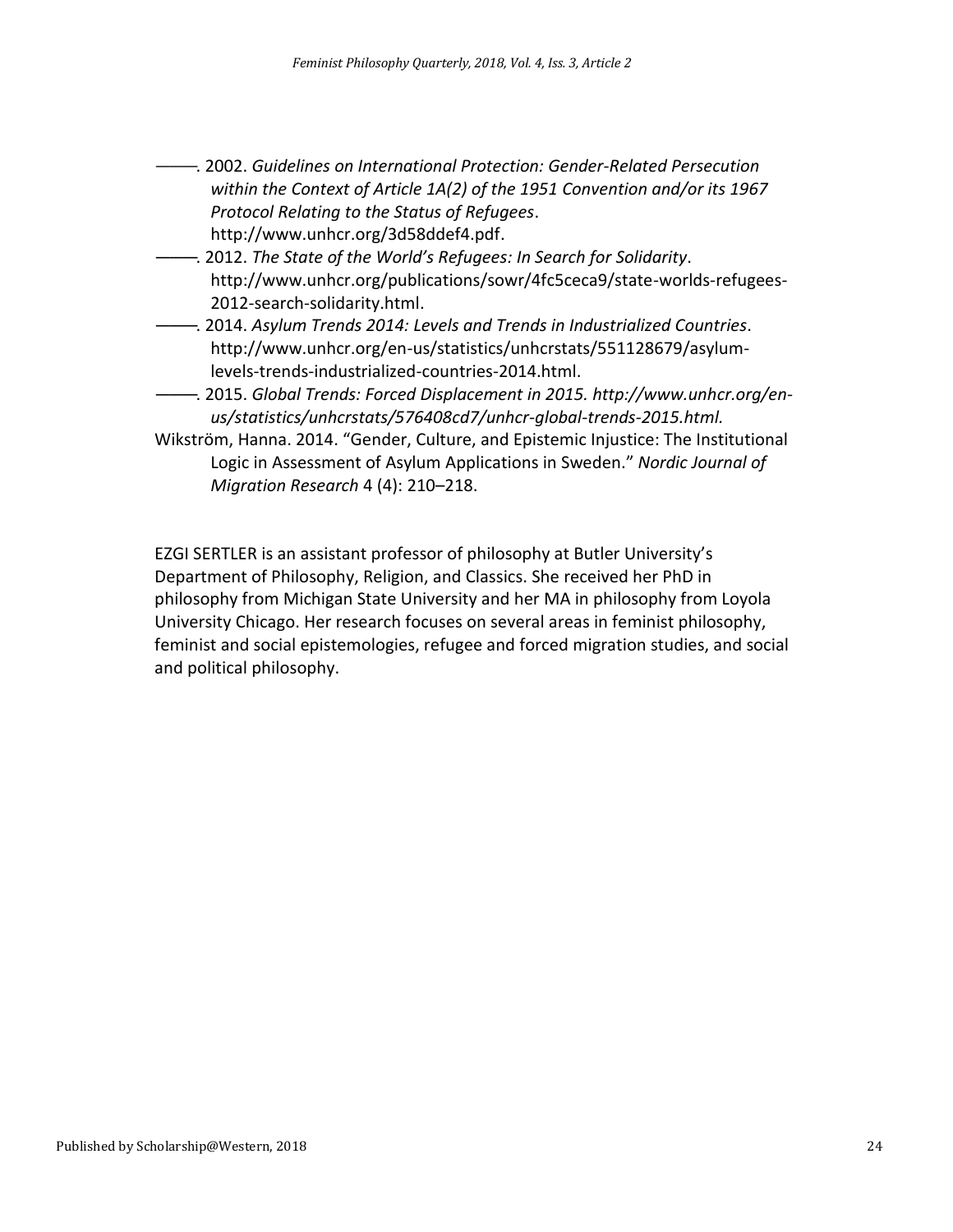———. 2002. *Guidelines on International Protection: Gender-Related Persecution within the Context of Article 1A(2) of the 1951 Convention and/or its 1967 Protocol Relating to the Status of Refugees*. http://www.unhcr.org/3d58ddef4.pdf.

———. 2012. *The State of the World's Refugees: In Search for Solidarity*. http://www.unhcr.org/publications/sowr/4fc5ceca9/state-worlds-refugees-2012-search-solidarity.html.

———. 2014. *Asylum Trends 2014: Levels and Trends in Industrialized Countries*. http://www.unhcr.org/en-us/statistics/unhcrstats/551128679/asylum-levels-trends-industrialized-countries-2014.html.

———. 2015. *Global Trends: Forced Displacement in 2015. http://www.unhcr.org/en-us/statistics/unhcrstats/576408cd7/unhcr-global-trends-2015.html.*

Wikström, Hanna. 2014. "Gender, Culture, and Epistemic Injustice: The Institutional Logic in Assessment of Asylum Applications in Sweden." *Nordic Journal of Migration Research* 4 (4): 210–218.

EZGI SERTLER is an assistant professor of philosophy at Butler University's Department of Philosophy, Religion, and Classics. She received her PhD in philosophy from Michigan State University and her MA in philosophy from Loyola University Chicago. Her research focuses on several areas in feminist philosophy, feminist and social epistemologies, refugee and forced migration studies, and social and political philosophy.